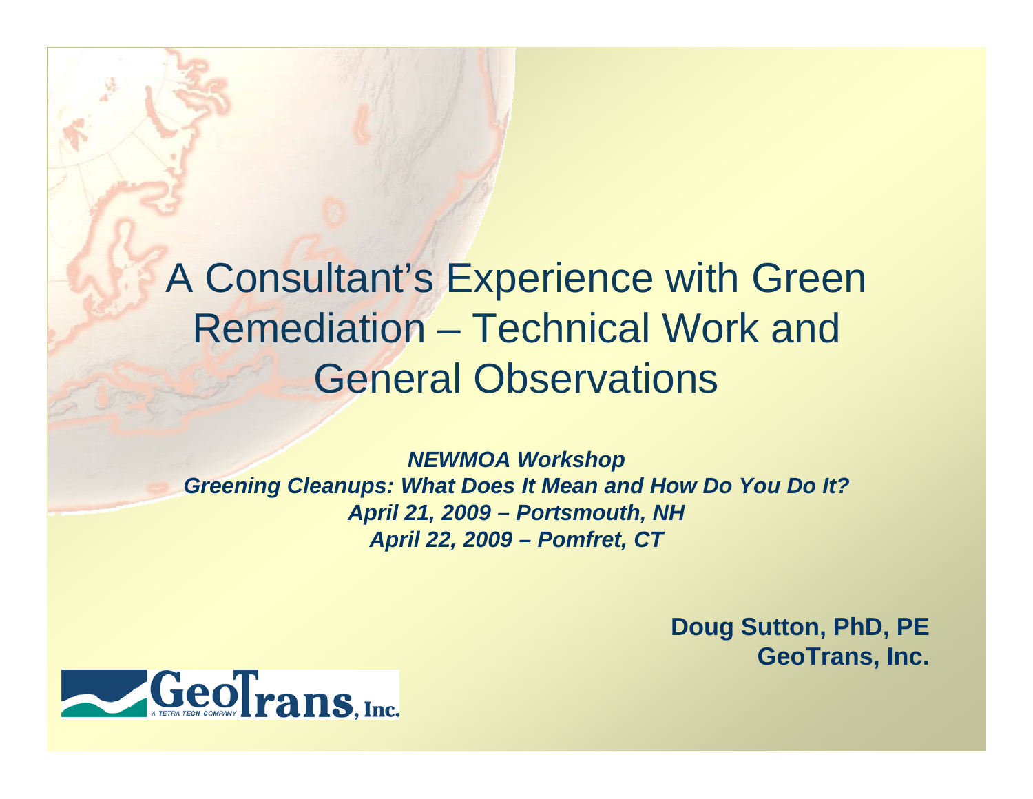# A Consultant's Experience with Green Remediation – Technical Work and General Observations

***NEWMOA Workshop***
***Greening Cleanups: What Does It Mean and How Do You Do It?***
***April 21, 2009 – Portsmouth, NH***
***April 22, 2009 – Pomfret, CT***

**Doug Sutton, PhD, PE**
**GeoTrans, Inc.**

GeoTrans, Inc.
A TETRA TECH COMPANY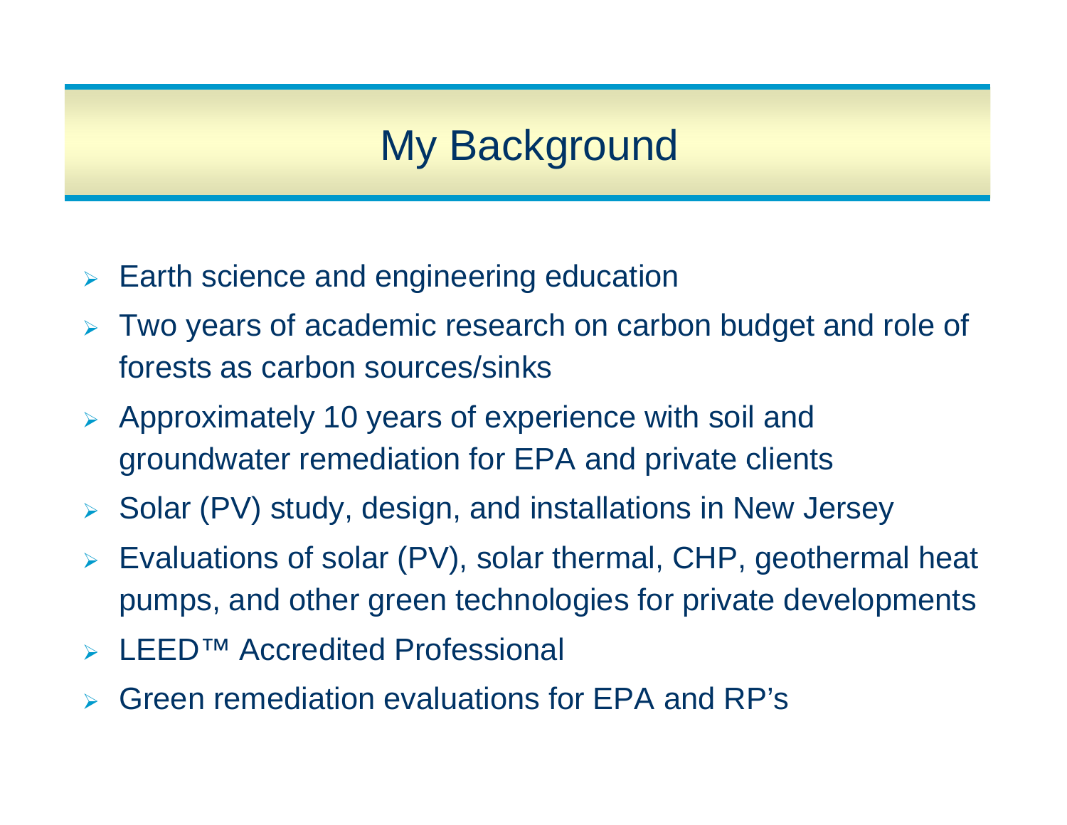# My Background

- Earth science and engineering education
- Two years of academic research on carbon budget and role of forests as carbon sources/sinks
- Approximately 10 years of experience with soil and groundwater remediation for EPA and private clients
- Solar (PV) study, design, and installations in New Jersey
- Evaluations of solar (PV), solar thermal, CHP, geothermal heat pumps, and other green technologies for private developments
- LEED™ Accredited Professional
- Green remediation evaluations for EPA and RP's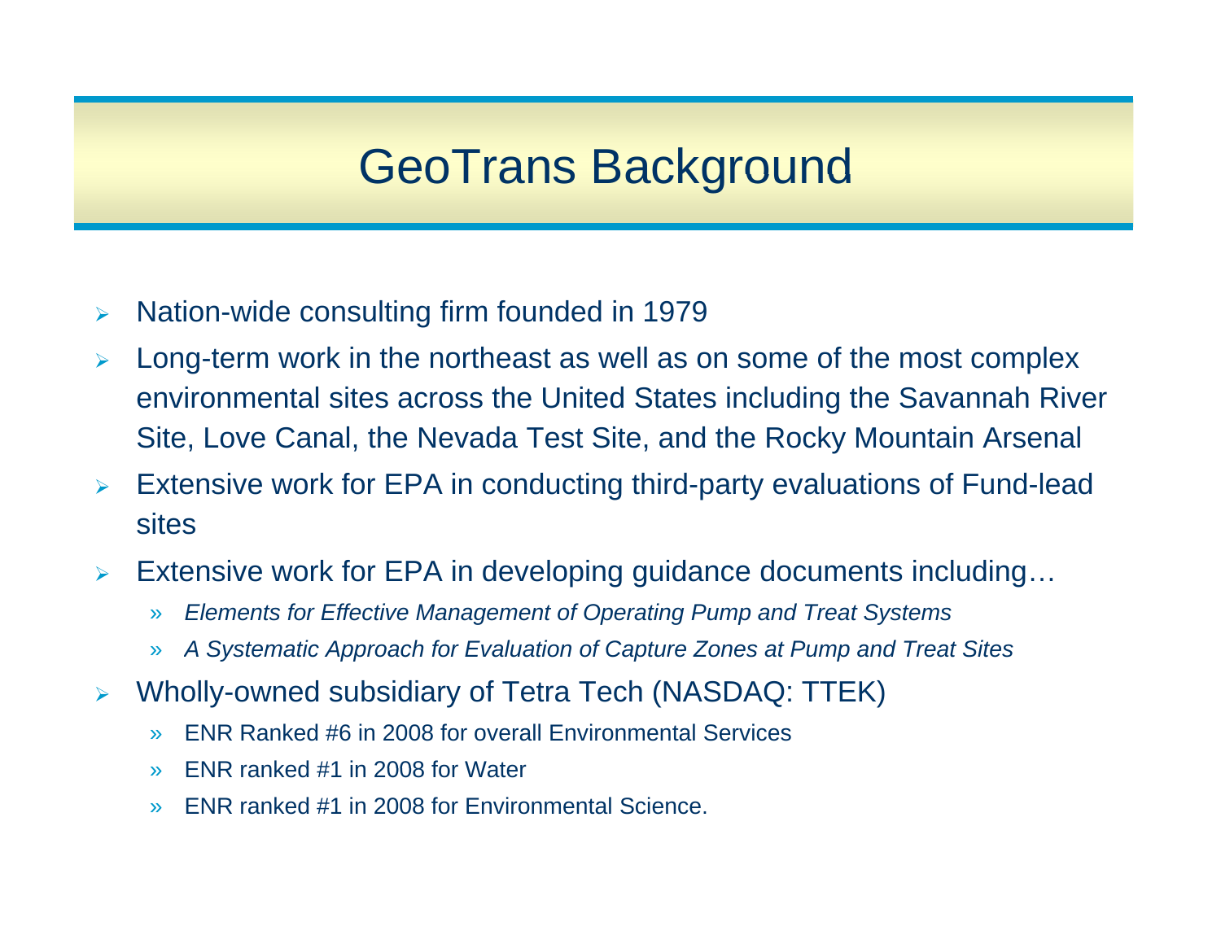# GeoTrans Background

- Nation-wide consulting firm founded in 1979
- Long-term work in the northeast as well as on some of the most complex environmental sites across the United States including the Savannah River Site, Love Canal, the Nevada Test Site, and the Rocky Mountain Arsenal
- Extensive work for EPA in conducting third-party evaluations of Fund-lead sites
- Extensive work for EPA in developing guidance documents including…
  - *Elements for Effective Management of Operating Pump and Treat Systems*
  - *A Systematic Approach for Evaluation of Capture Zones at Pump and Treat Sites*
- Wholly-owned subsidiary of Tetra Tech (NASDAQ: TTEK)
  - ENR Ranked #6 in 2008 for overall Environmental Services
  - ENR ranked #1 in 2008 for Water
  - ENR ranked #1 in 2008 for Environmental Science.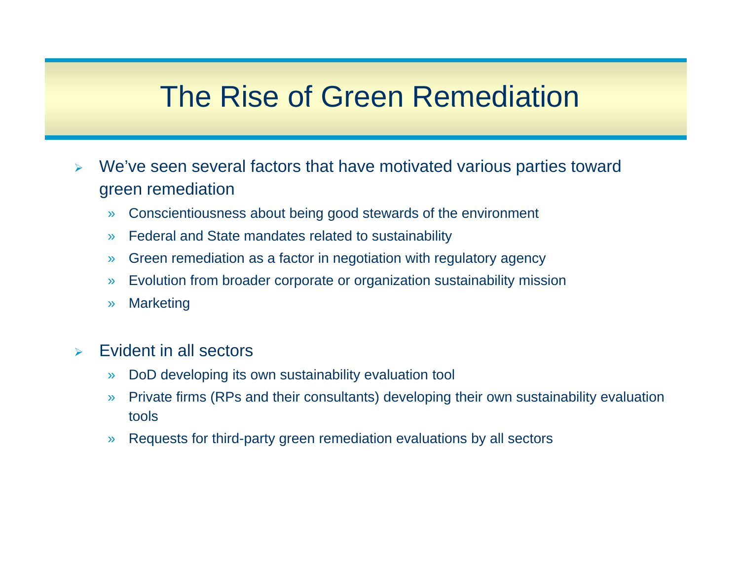# The Rise of Green Remediation

- We've seen several factors that have motivated various parties toward green remediation
  - Conscientiousness about being good stewards of the environment
  - Federal and State mandates related to sustainability
  - Green remediation as a factor in negotiation with regulatory agency
  - Evolution from broader corporate or organization sustainability mission
  - Marketing

- Evident in all sectors
  - DoD developing its own sustainability evaluation tool
  - Private firms (RPs and their consultants) developing their own sustainability evaluation tools
  - Requests for third-party green remediation evaluations by all sectors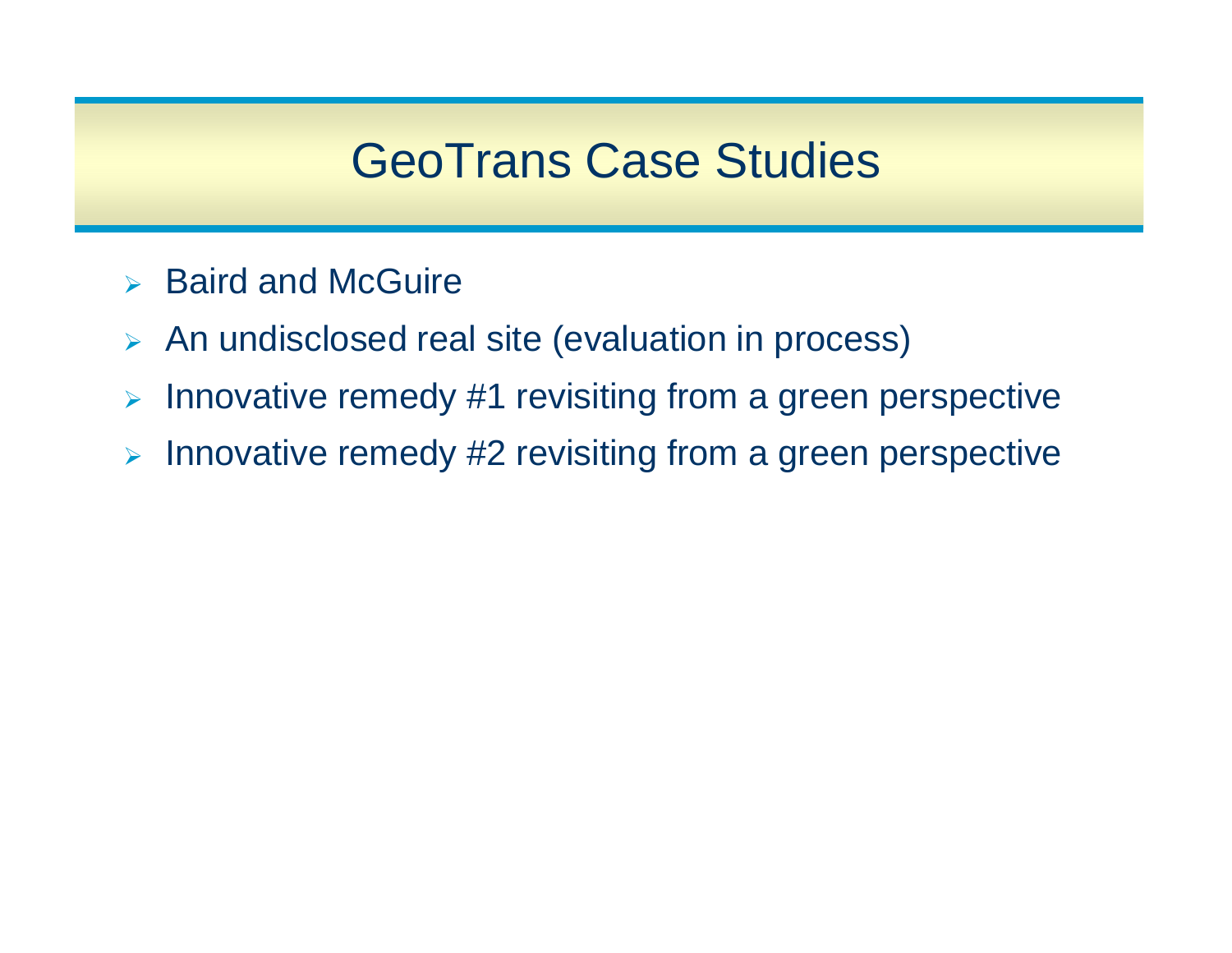# GeoTrans Case Studies

- Baird and McGuire
- An undisclosed real site (evaluation in process)
- Innovative remedy #1 revisiting from a green perspective
- Innovative remedy #2 revisiting from a green perspective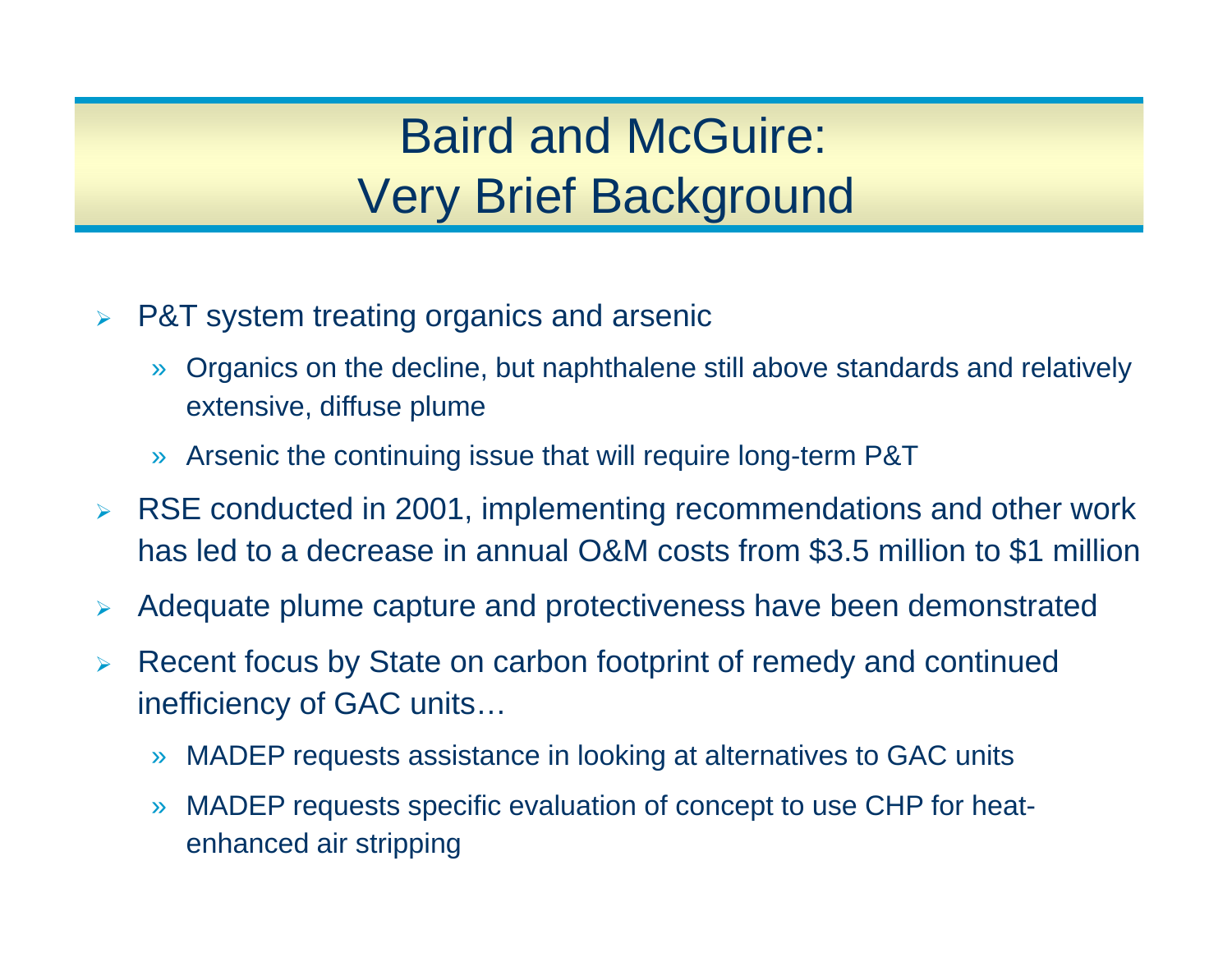# Baird and McGuire: Very Brief Background

- P&T system treating organics and arsenic
  - Organics on the decline, but naphthalene still above standards and relatively extensive, diffuse plume
  - Arsenic the continuing issue that will require long-term P&T
- RSE conducted in 2001, implementing recommendations and other work has led to a decrease in annual O&M costs from $3.5 million to $1 million
- Adequate plume capture and protectiveness have been demonstrated
- Recent focus by State on carbon footprint of remedy and continued inefficiency of GAC units…
  - MADEP requests assistance in looking at alternatives to GAC units
  - MADEP requests specific evaluation of concept to use CHP for heat-enhanced air stripping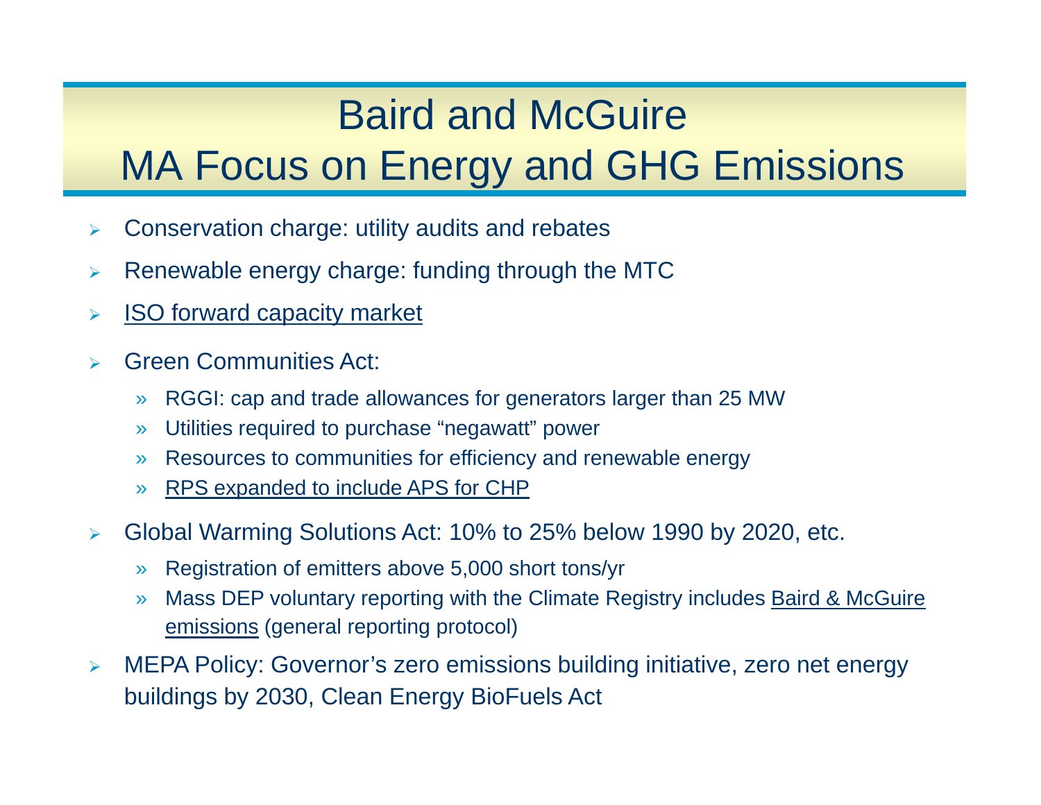# Baird and McGuire
# MA Focus on Energy and GHG Emissions

- Conservation charge: utility audits and rebates
- Renewable energy charge: funding through the MTC
- ISO forward capacity market
- Green Communities Act:
  - RGGI: cap and trade allowances for generators larger than 25 MW
  - Utilities required to purchase "negawatt" power
  - Resources to communities for efficiency and renewable energy
  - RPS expanded to include APS for CHP
- Global Warming Solutions Act: 10% to 25% below 1990 by 2020, etc.
  - Registration of emitters above 5,000 short tons/yr
  - Mass DEP voluntary reporting with the Climate Registry includes Baird & McGuire emissions (general reporting protocol)
- MEPA Policy: Governor's zero emissions building initiative, zero net energy buildings by 2030, Clean Energy BioFuels Act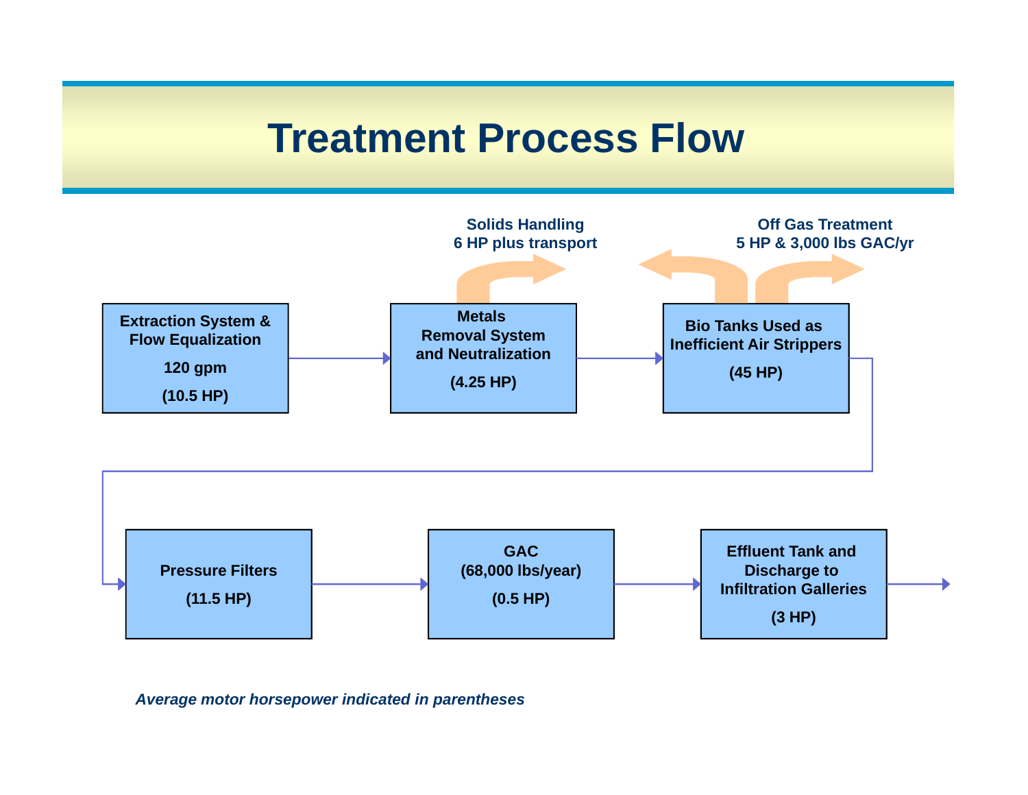# Treatment Process Flow

**Solids Handling**
**6 HP plus transport**

**Off Gas Treatment**
**5 HP & 3,000 lbs GAC/yr**

**Extraction System & Flow Equalization**
**120 gpm**
**(10.5 HP)**

→

**Metals Removal System and Neutralization**
**(4.25 HP)**

→

**Bio Tanks Used as Inefficient Air Strippers**
**(45 HP)**

→

**Pressure Filters**
**(11.5 HP)**

→

**GAC**
**(68,000 lbs/year)**
**(0.5 HP)**

→

**Effluent Tank and Discharge to Infiltration Galleries**
**(3 HP)**

→

***Average motor horsepower indicated in parentheses***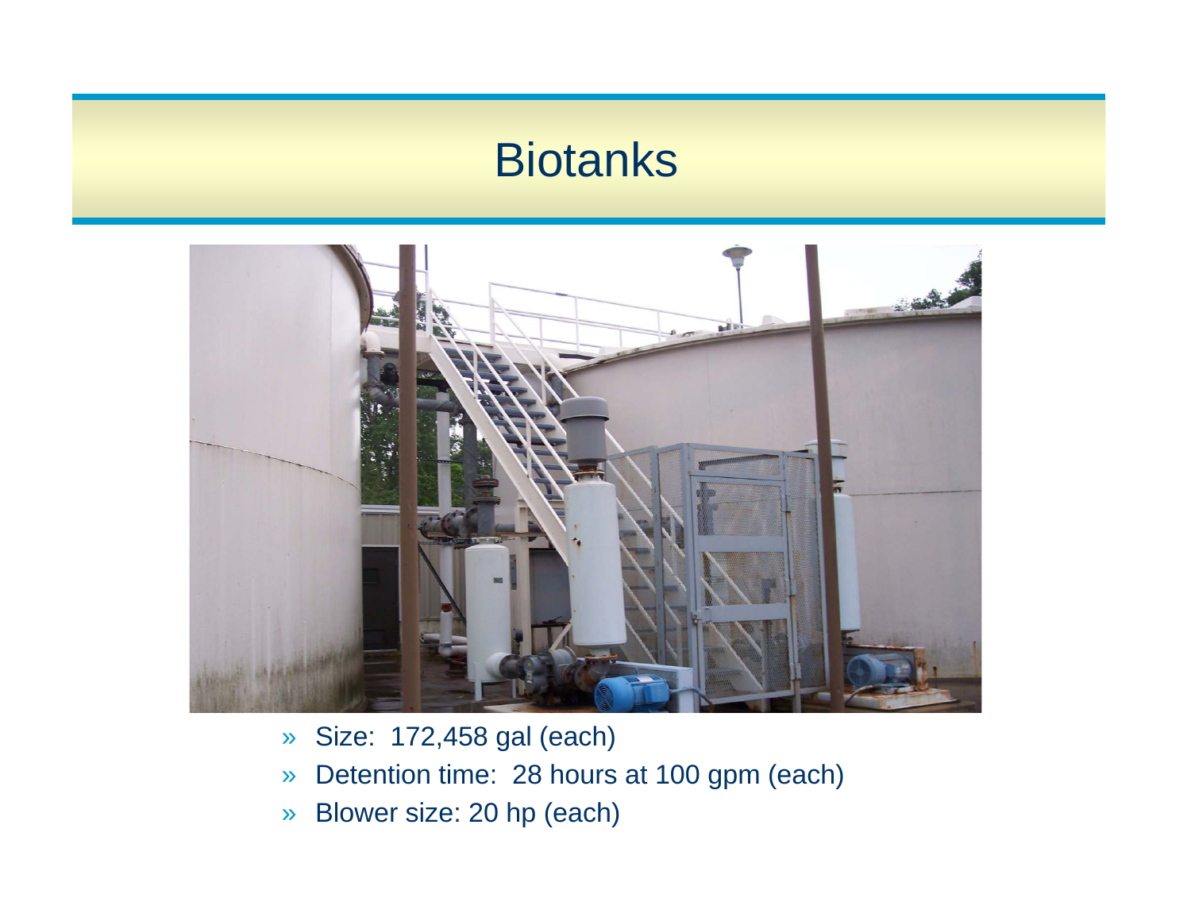# Biotanks

- Size: 172,458 gal (each)
- Detention time: 28 hours at 100 gpm (each)
- Blower size: 20 hp (each)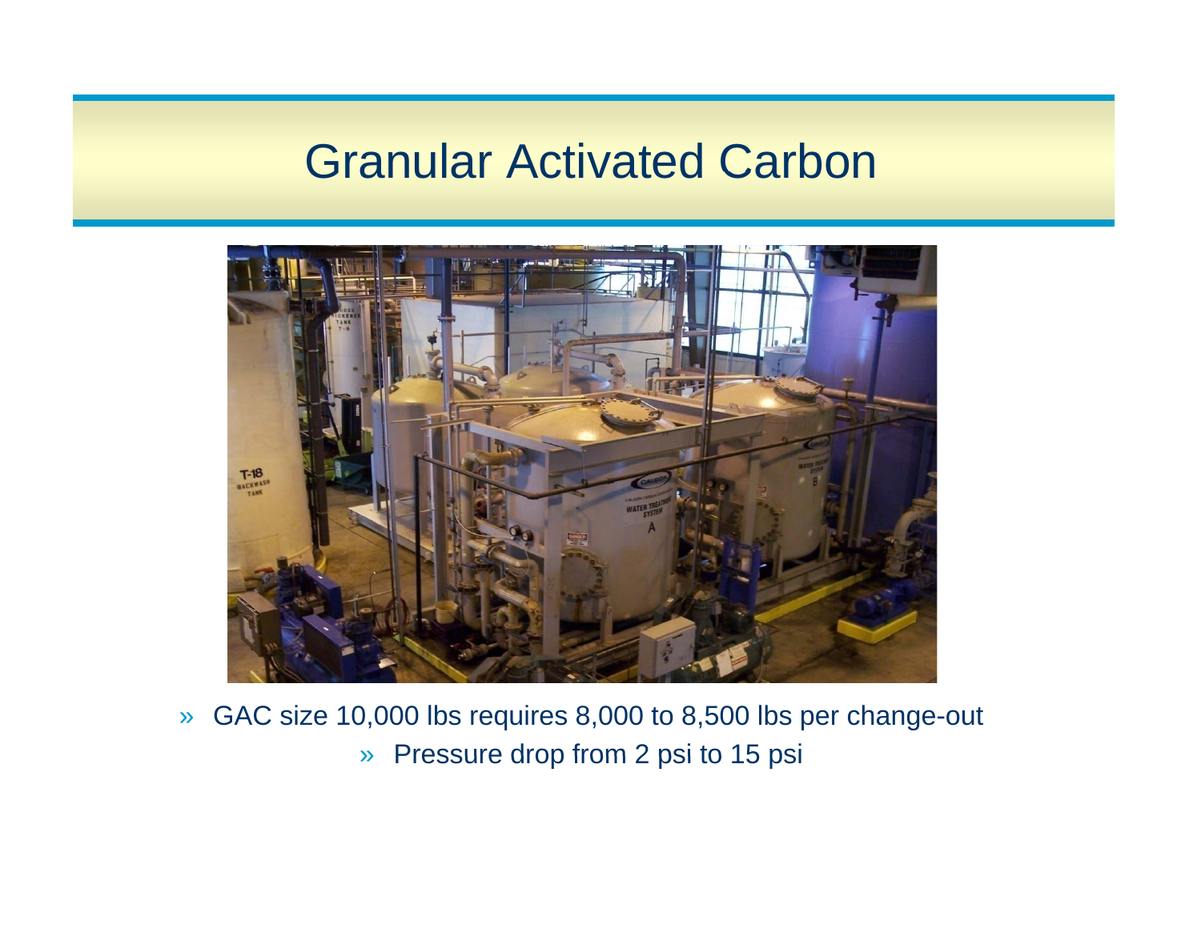# Granular Activated Carbon

- GAC size 10,000 lbs requires 8,000 to 8,500 lbs per change-out
  - Pressure drop from 2 psi to 15 psi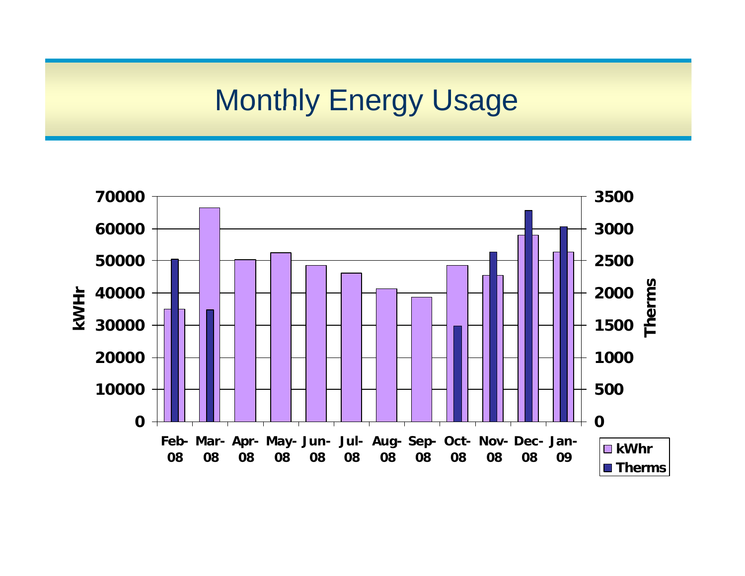# Monthly Energy Usage

| Month | kWhr | Therms |
|---|---|---|
| Feb-08 | 35000 | 2525 |
| Mar-08 | 66500 | 1735 |
| Apr-08 | 50300 | |
| May-08 | 52500 | |
| Jun-08 | 48500 | |
| Jul-08 | 46100 | |
| Aug-08 | 41300 | |
| Sep-08 | 38700 | |
| Oct-08 | 48500 | 1485 |
| Nov-08 | 45400 | 2635 |
| Dec-08 | 58000 | 3280 |
| Jan-09 | 52700 | 3025 |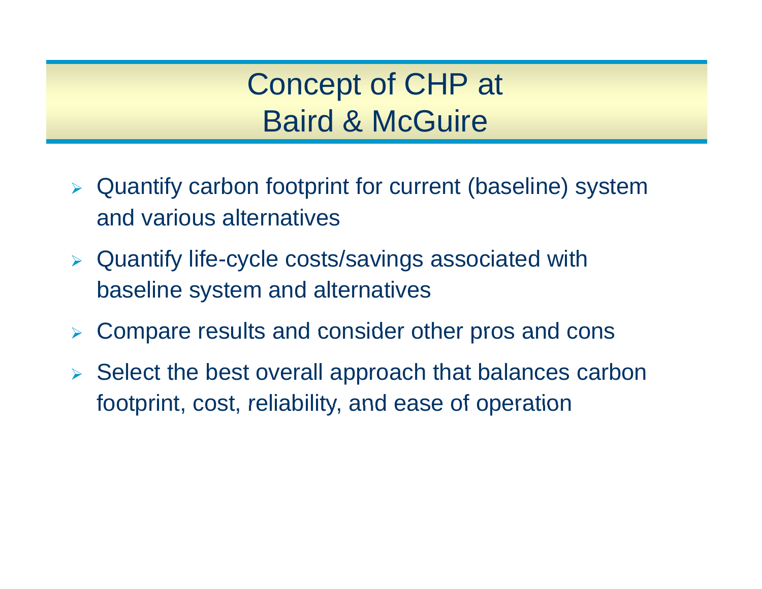# Concept of CHP at Baird & McGuire

- Quantify carbon footprint for current (baseline) system and various alternatives
- Quantify life-cycle costs/savings associated with baseline system and alternatives
- Compare results and consider other pros and cons
- Select the best overall approach that balances carbon footprint, cost, reliability, and ease of operation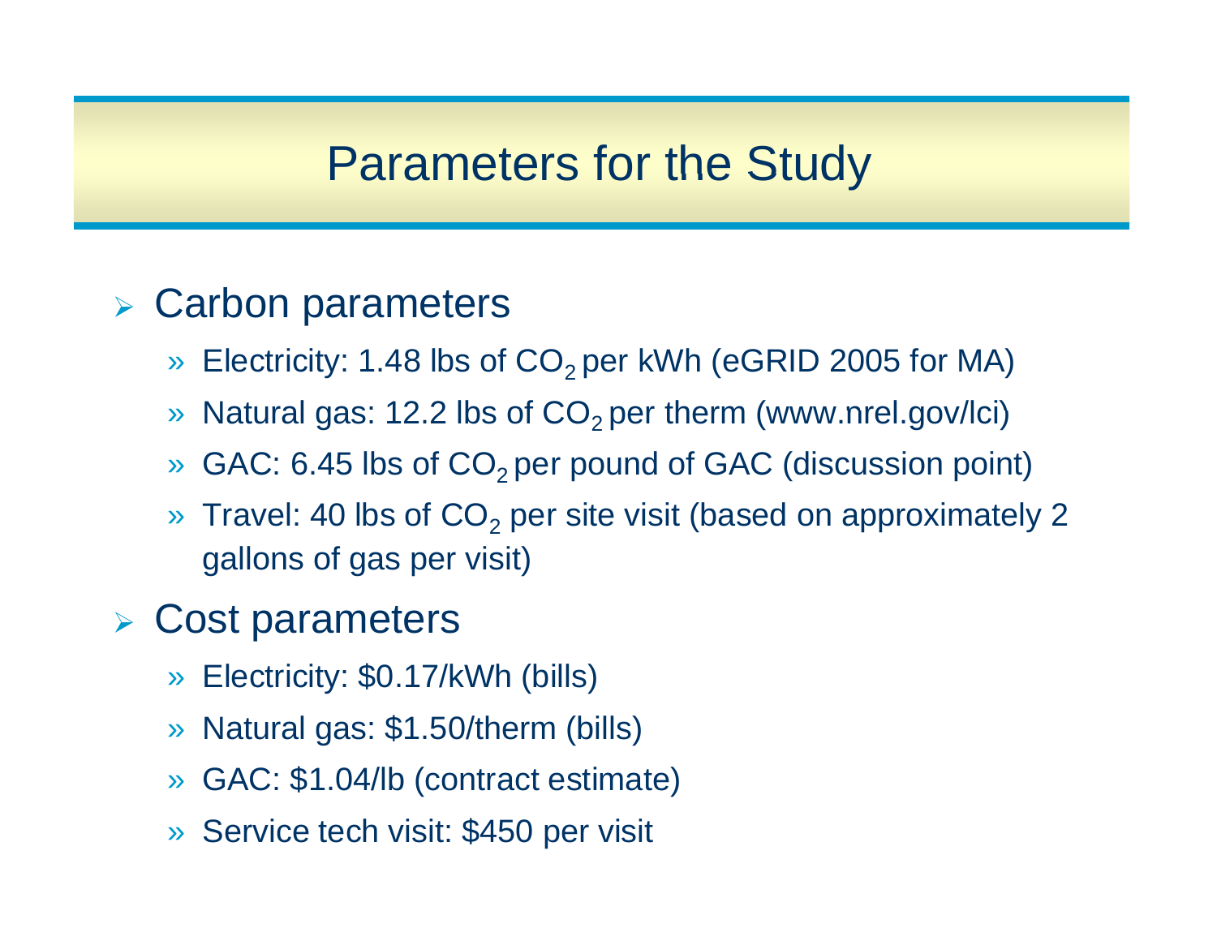# Parameters for the Study

- Carbon parameters
  - Electricity: 1.48 lbs of $CO_2$ per kWh (eGRID 2005 for MA)
  - Natural gas: 12.2 lbs of $CO_2$ per therm (www.nrel.gov/lci)
  - GAC: 6.45 lbs of $CO_2$ per pound of GAC (discussion point)
  - Travel: 40 lbs of $CO_2$ per site visit (based on approximately 2 gallons of gas per visit)
- Cost parameters
  - Electricity: $0.17/kWh (bills)
  - Natural gas: $1.50/therm (bills)
  - GAC: $1.04/lb (contract estimate)
  - Service tech visit: $450 per visit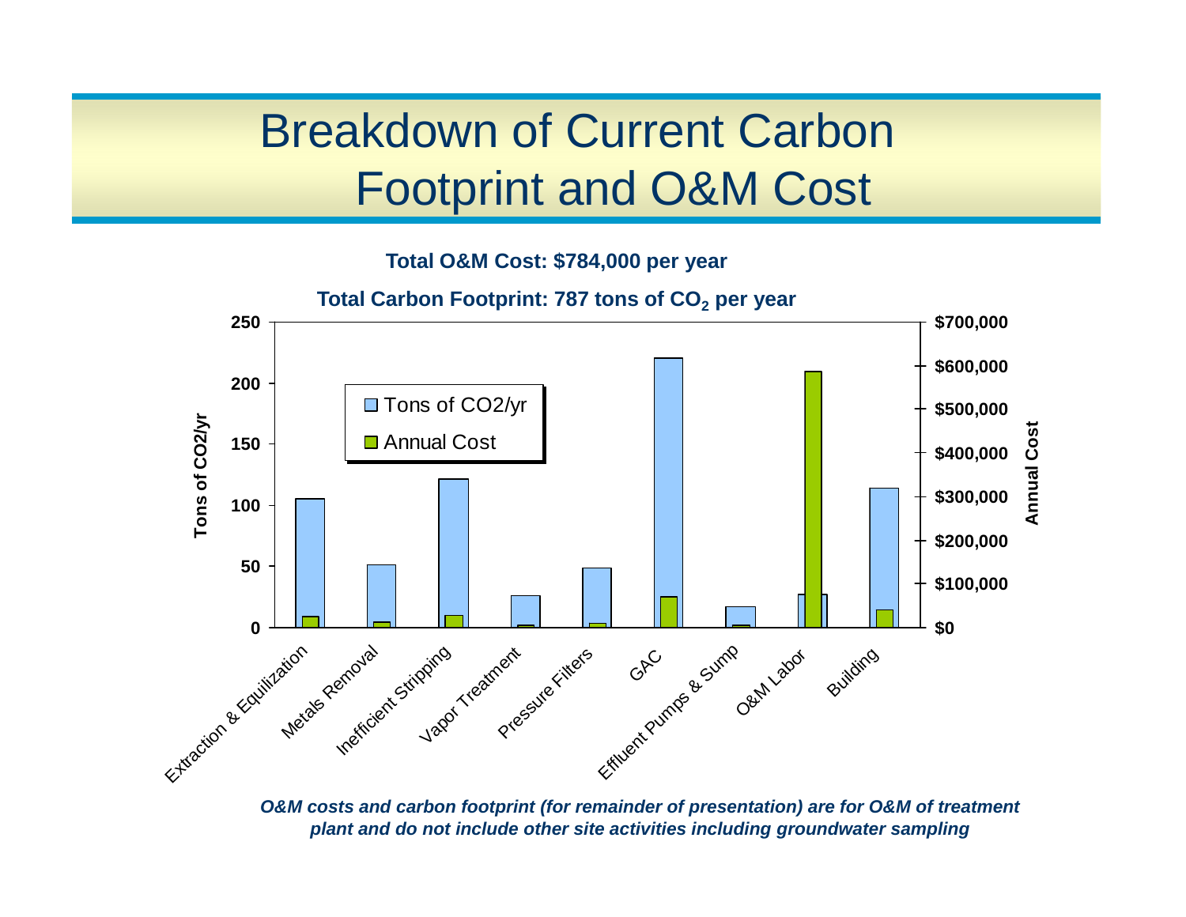# Breakdown of Current Carbon Footprint and O&M Cost

**Total O&M Cost: $784,000 per year**

**Total Carbon Footprint: 787 tons of $CO_2$ per year**

*O&M costs and carbon footprint (for remainder of presentation) are for O&M of treatment plant and do not include other site activities including groundwater sampling*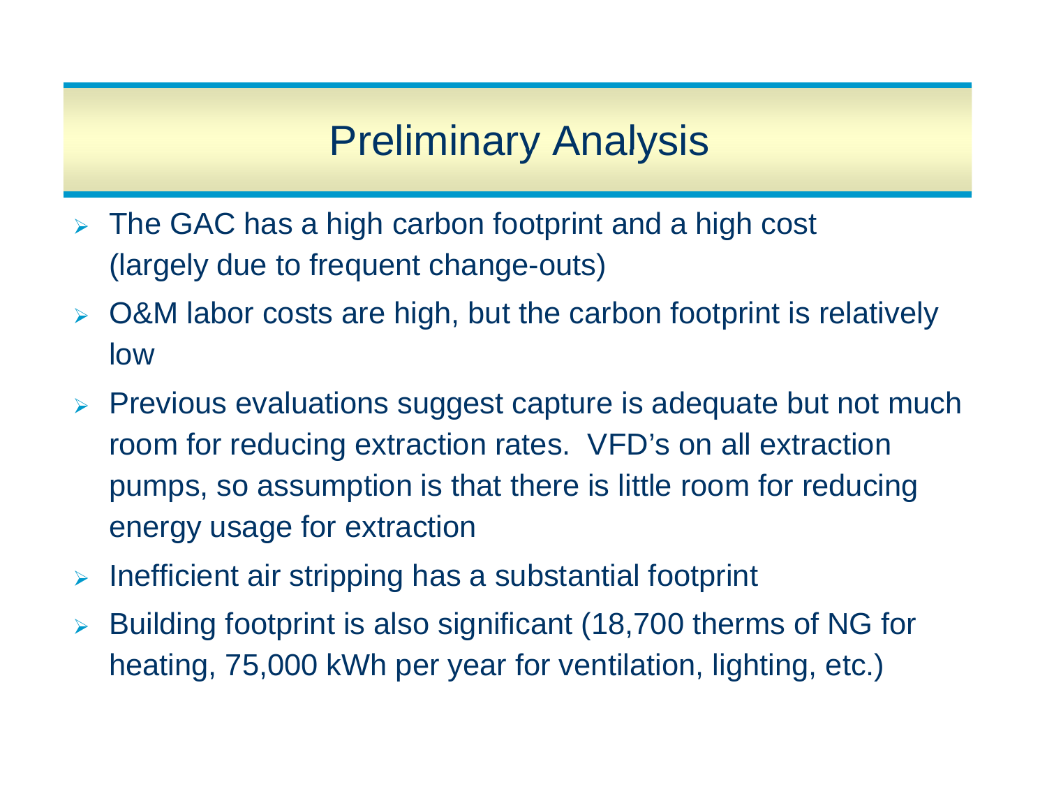# Preliminary Analysis

- The GAC has a high carbon footprint and a high cost (largely due to frequent change-outs)
- O&M labor costs are high, but the carbon footprint is relatively low
- Previous evaluations suggest capture is adequate but not much room for reducing extraction rates. VFD's on all extraction pumps, so assumption is that there is little room for reducing energy usage for extraction
- Inefficient air stripping has a substantial footprint
- Building footprint is also significant (18,700 therms of NG for heating, 75,000 kWh per year for ventilation, lighting, etc.)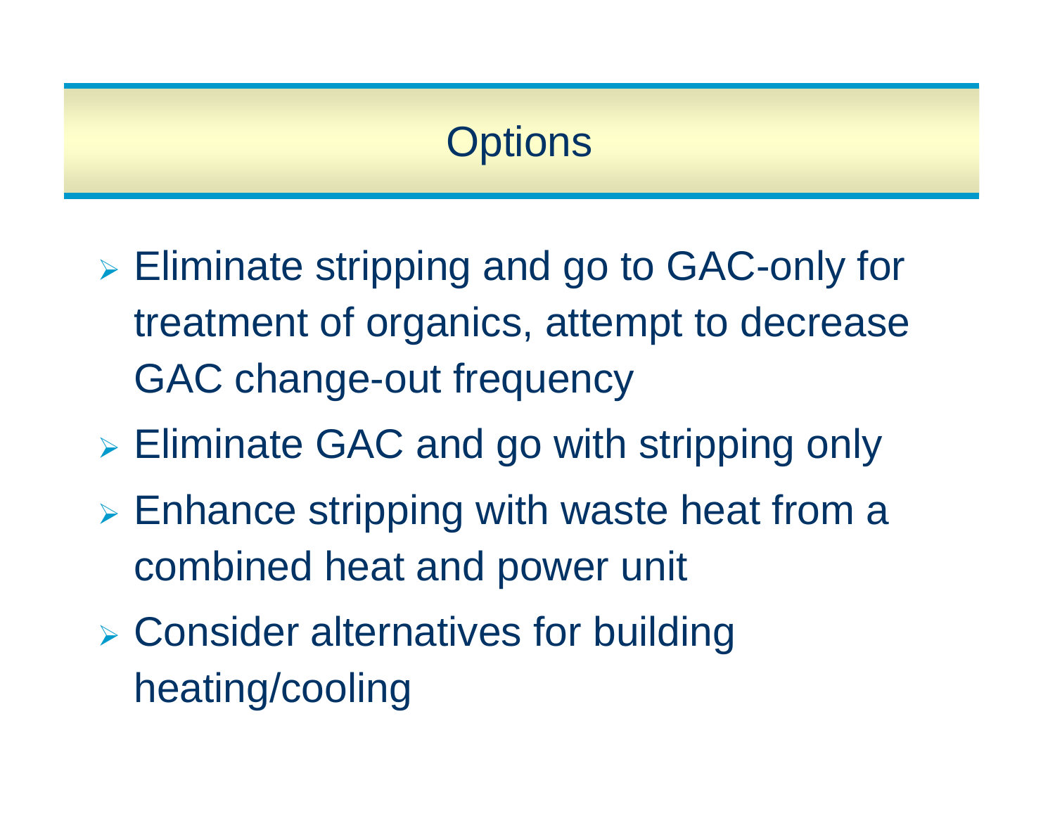# Options

- Eliminate stripping and go to GAC-only for treatment of organics, attempt to decrease GAC change-out frequency
- Eliminate GAC and go with stripping only
- Enhance stripping with waste heat from a combined heat and power unit
- Consider alternatives for building heating/cooling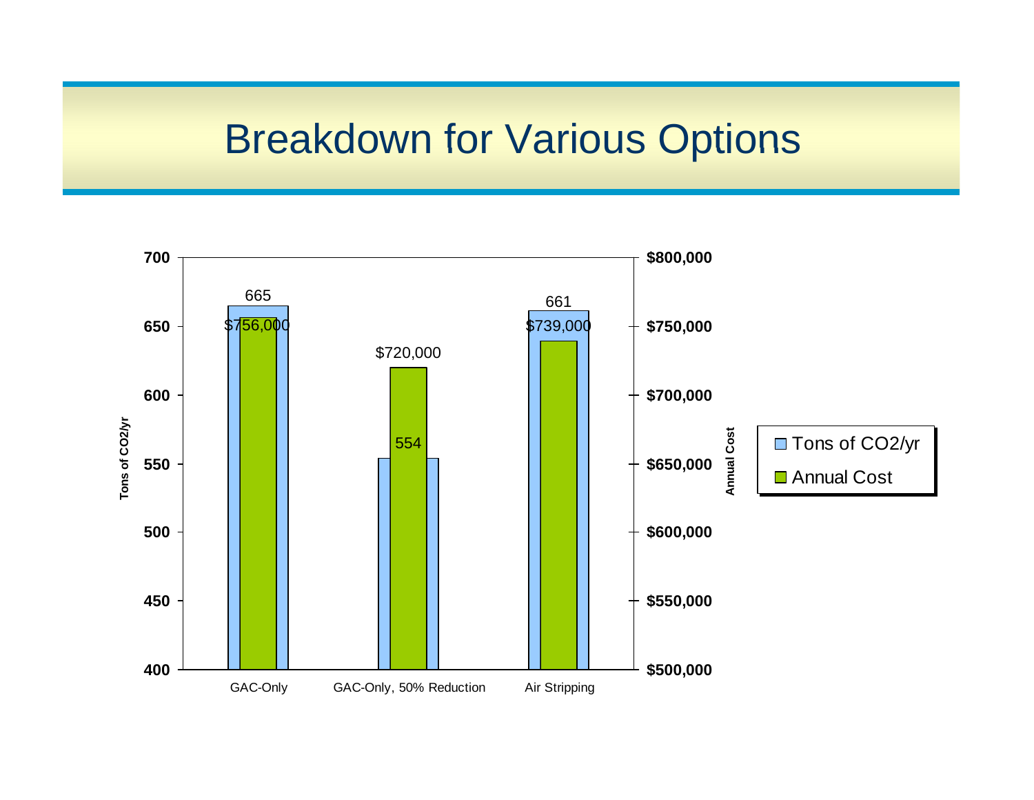# Breakdown for Various Options

| | Tons of $CO_2$/yr | Annual Cost |
|---|---|---|
| GAC-Only | 665 | $756,000 |
| GAC-Only, 50% Reduction | 554 | $720,000 |
| Air Stripping | 661 | $739,000 |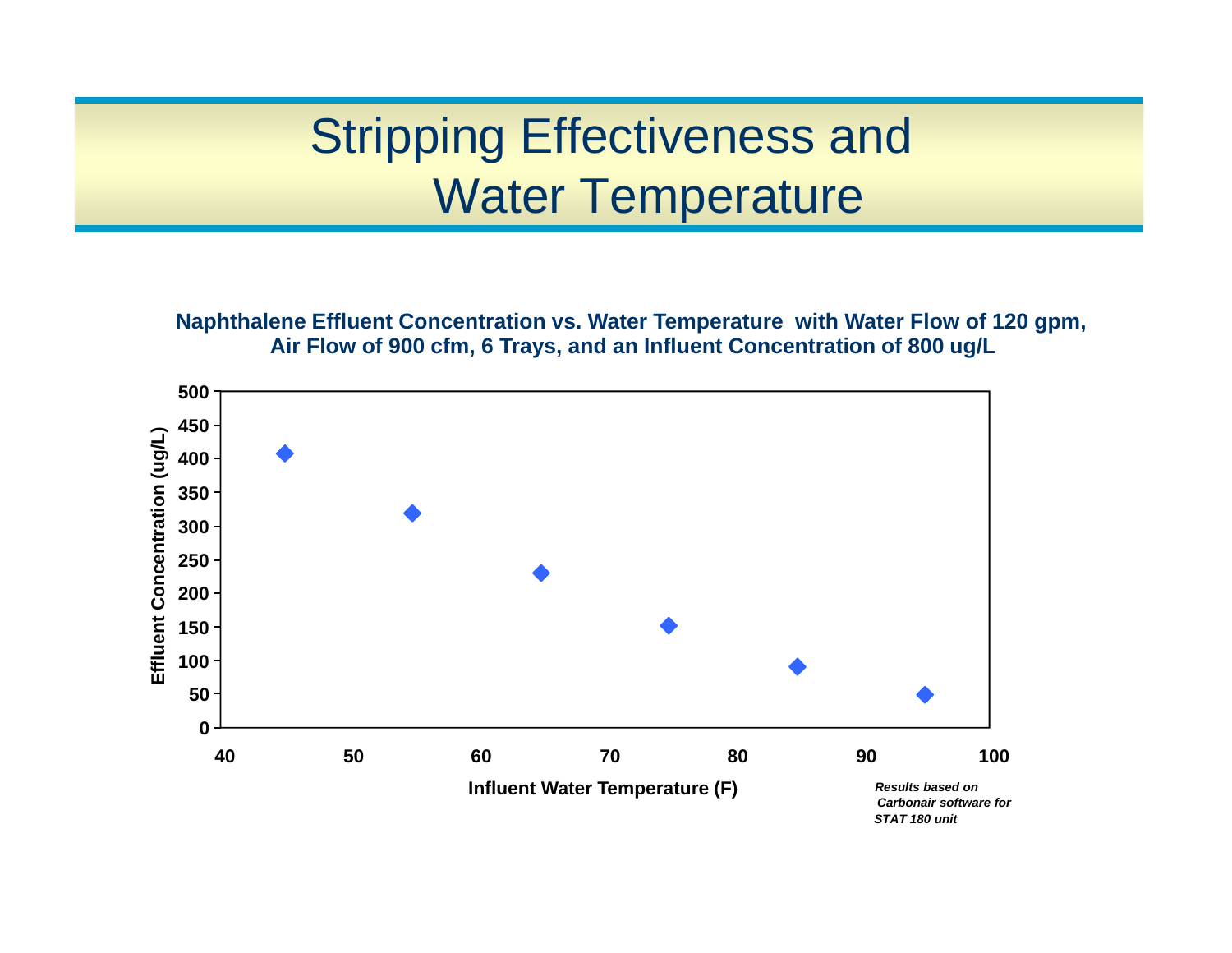# Stripping Effectiveness and Water Temperature

**Naphthalene Effluent Concentration vs. Water Temperature with Water Flow of 120 gpm, Air Flow of 900 cfm, 6 Trays, and an Influent Concentration of 800 ug/L**

| Influent Water Temperature (F) | Effluent Concentration (ug/L) |
|---|---|
| 45 | ~408 |
| 55 | ~320 |
| 65 | ~230 |
| 75 | ~152 |
| 85 | ~90 |
| 95 | ~49 |

*Results based on Carbonair software for STAT 180 unit*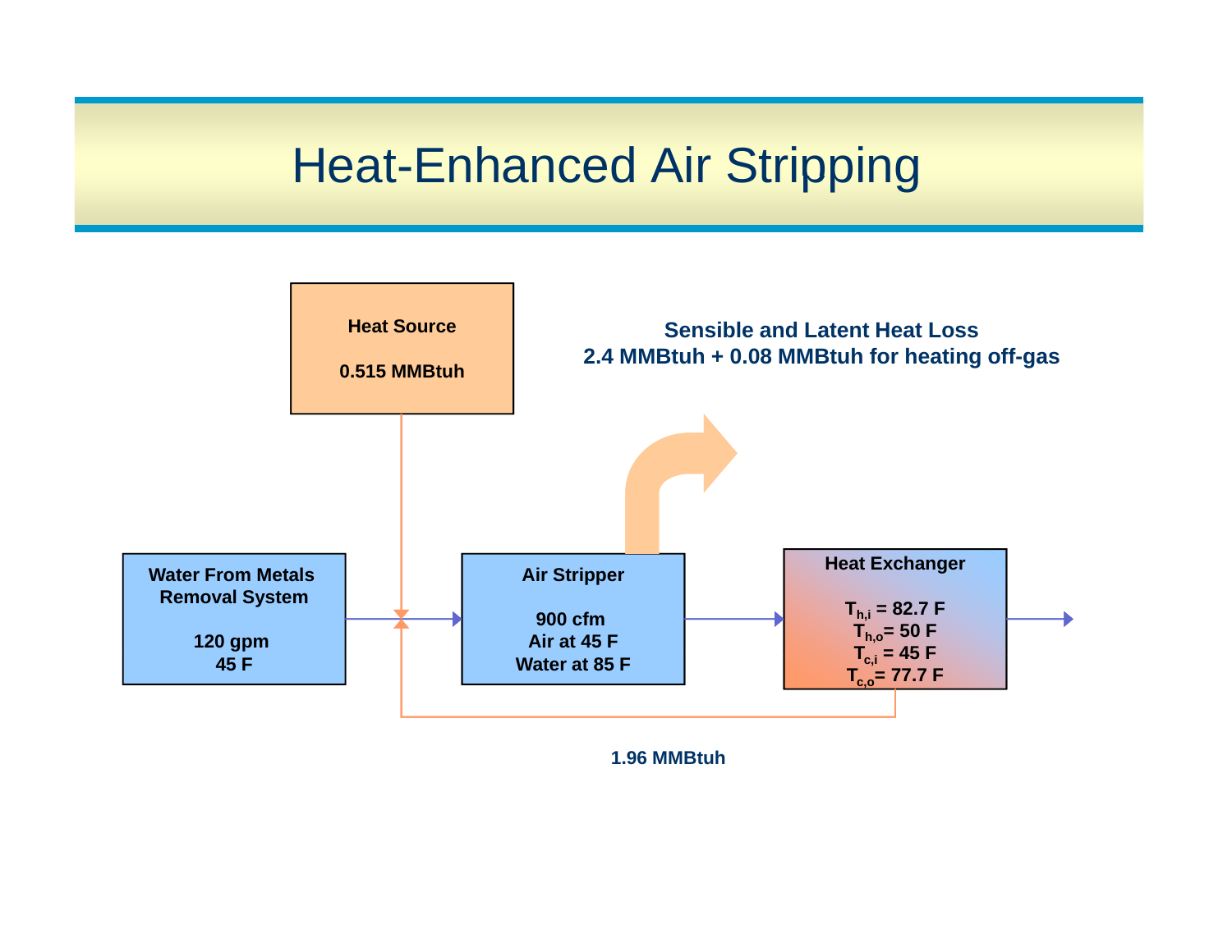# Heat-Enhanced Air Stripping

**Heat Source**

**0.515 MMBtuh**

**Sensible and Latent Heat Loss**
**2.4 MMBtuh + 0.08 MMBtuh for heating off-gas**

**Water From Metals Removal System**

**120 gpm**
**45 F**

**Air Stripper**

**900 cfm**
**Air at 45 F**
**Water at 85 F**

**Heat Exchanger**

$T_{h,i}$ = 82.7 F
$T_{h,o}$ = 50 F
$T_{c,i}$ = 45 F
$T_{c,o}$ = 77.7 F

**1.96 MMBtuh**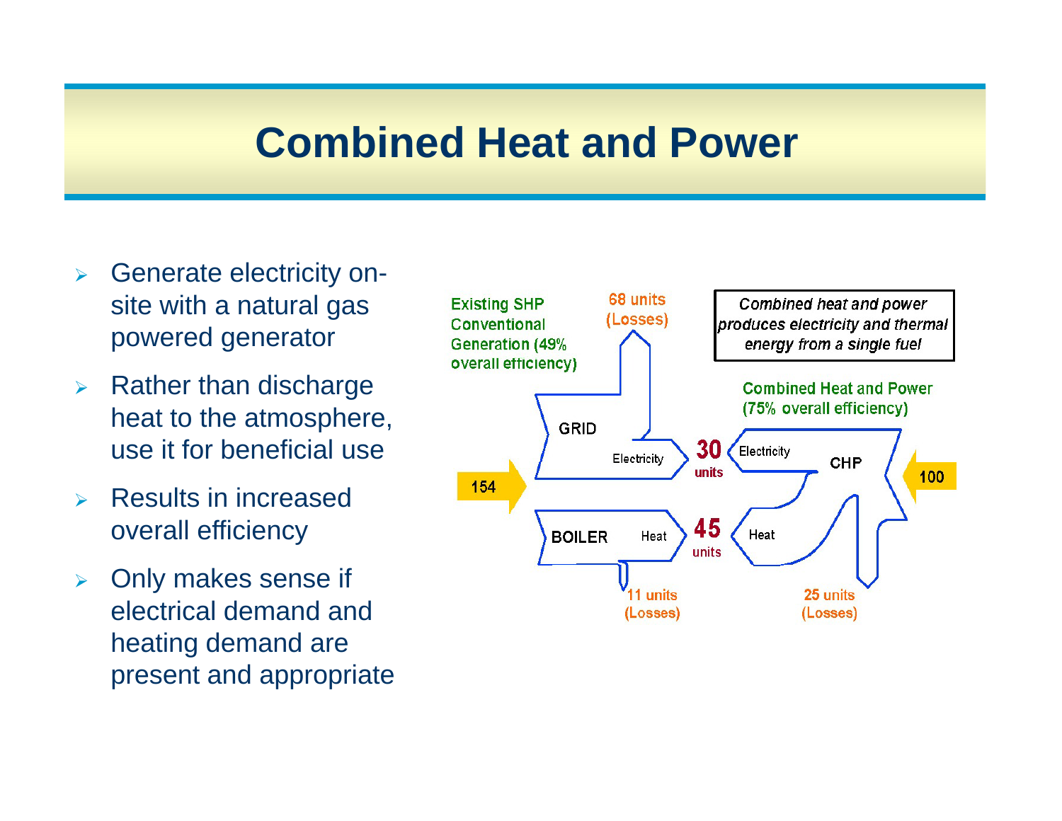# Combined Heat and Power

- Generate electricity on-site with a natural gas powered generator
- Rather than discharge heat to the atmosphere, use it for beneficial use
- Results in increased overall efficiency
- Only makes sense if electrical demand and heating demand are present and appropriate

Existing SHP Conventional Generation (49% overall efficiency)

68 units (Losses)

*Combined heat and power produces electricity and thermal energy from a single fuel*

Combined Heat and Power (75% overall efficiency)

GRID

Electricity

30 units

Electricity

CHP

154

100

BOILER

Heat

45 units

Heat

11 units (Losses)

25 units (Losses)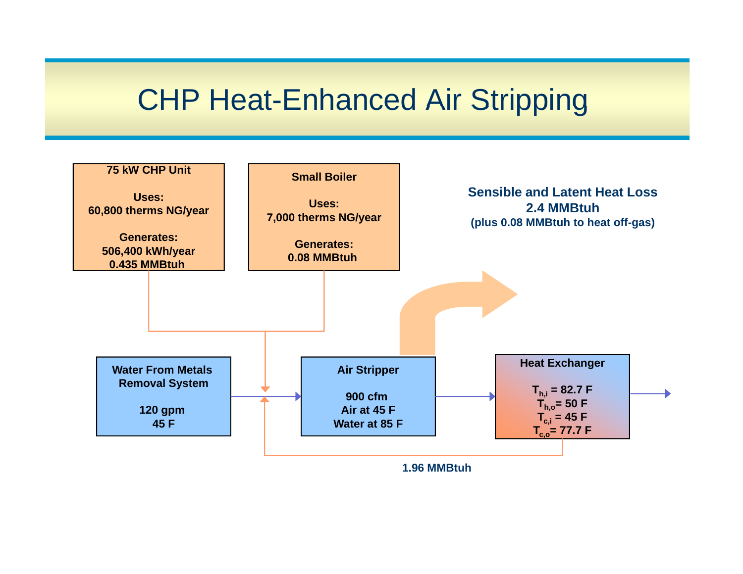# CHP Heat-Enhanced Air Stripping

**75 kW CHP Unit**

Uses:
60,800 therms NG/year

Generates:
506,400 kWh/year
0.435 MMBtuh

**Small Boiler**

Uses:
7,000 therms NG/year

Generates:
0.08 MMBtuh

**Sensible and Latent Heat Loss**
**2.4 MMBtuh**
**(plus 0.08 MMBtuh to heat off-gas)**

**Water From Metals Removal System**

120 gpm
45 F

**Air Stripper**

900 cfm
Air at 45 F
Water at 85 F

**Heat Exchanger**

$T_{h,i}$ = 82.7 F
$T_{h,o}$ = 50 F
$T_{c,i}$ = 45 F
$T_{c,o}$ = 77.7 F

1.96 MMBtuh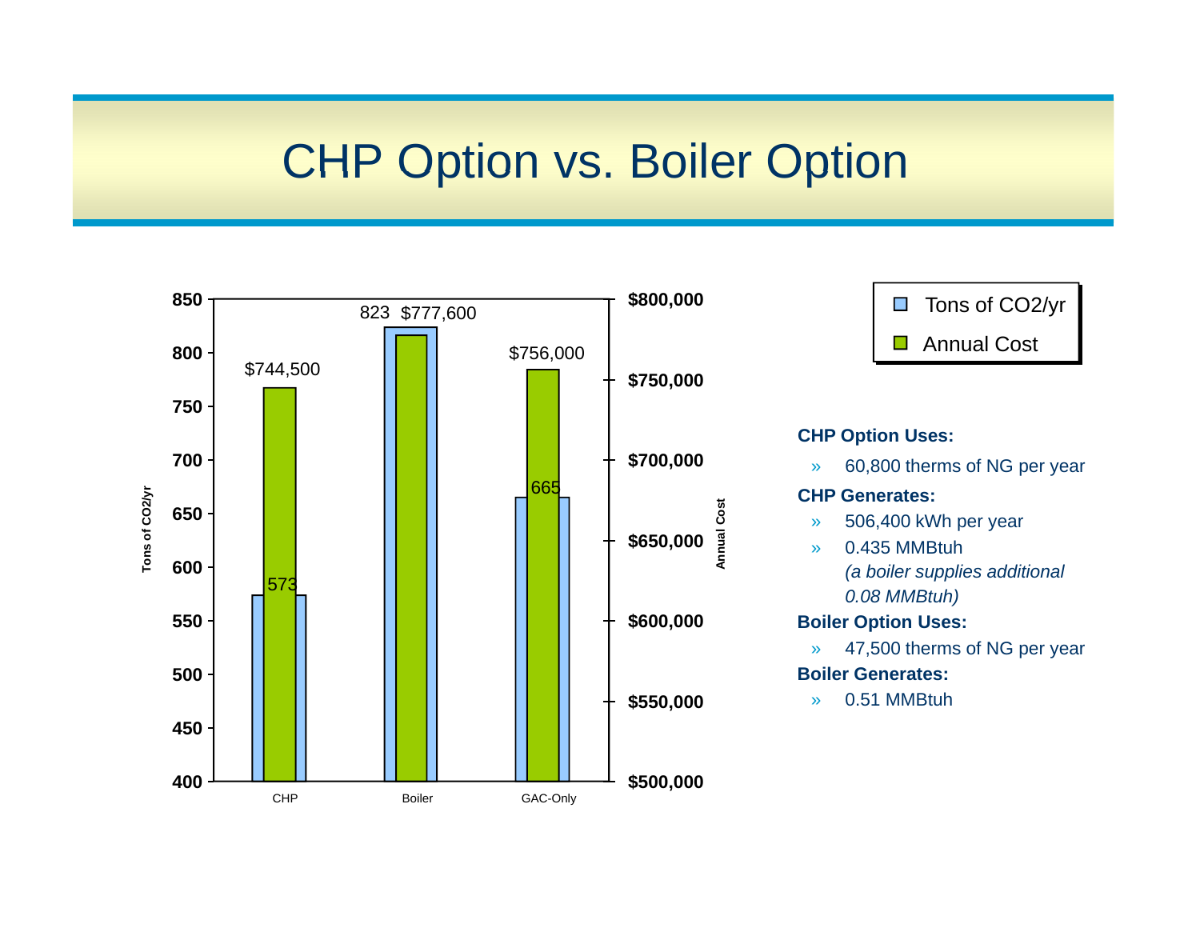# CHP Option vs. Boiler Option

| | Tons of $CO_2$/yr | Annual Cost |
|---|---|---|
| CHP | 573 | $744,500 |
| Boiler | 823 | $777,600 |
| GAC-Only | 665 | $756,000 |

**CHP Option Uses:**

- 60,800 therms of NG per year

**CHP Generates:**

- 506,400 kWh per year
- 0.435 MMBtuh
  *(a boiler supplies additional 0.08 MMBtuh)*

**Boiler Option Uses:**

- 47,500 therms of NG per year

**Boiler Generates:**

- 0.51 MMBtuh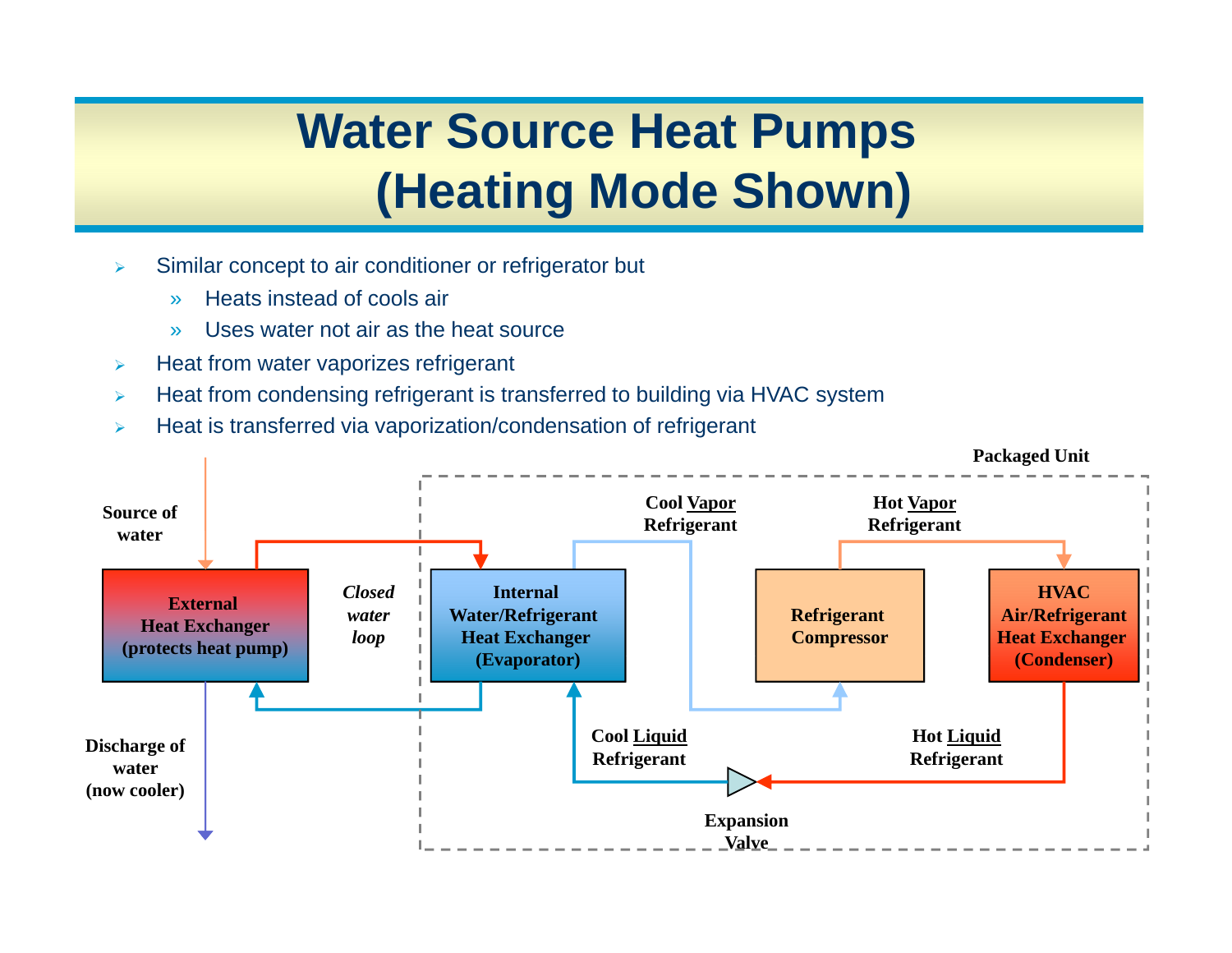# Water Source Heat Pumps (Heating Mode Shown)

- Similar concept to air conditioner or refrigerator but
  - Heats instead of cools air
  - Uses water not air as the heat source
- Heat from water vaporizes refrigerant
- Heat from condensing refrigerant is transferred to building via HVAC system
- Heat is transferred via vaporization/condensation of refrigerant

Packaged Unit

Source of water

External Heat Exchanger (protects heat pump)

*Closed water loop*

Internal Water/Refrigerant Heat Exchanger (Evaporator)

Cool Vapor Refrigerant

Refrigerant Compressor

Hot Vapor Refrigerant

HVAC Air/Refrigerant Heat Exchanger (Condenser)

Discharge of water (now cooler)

Cool Liquid Refrigerant

Hot Liquid Refrigerant

Expansion Valve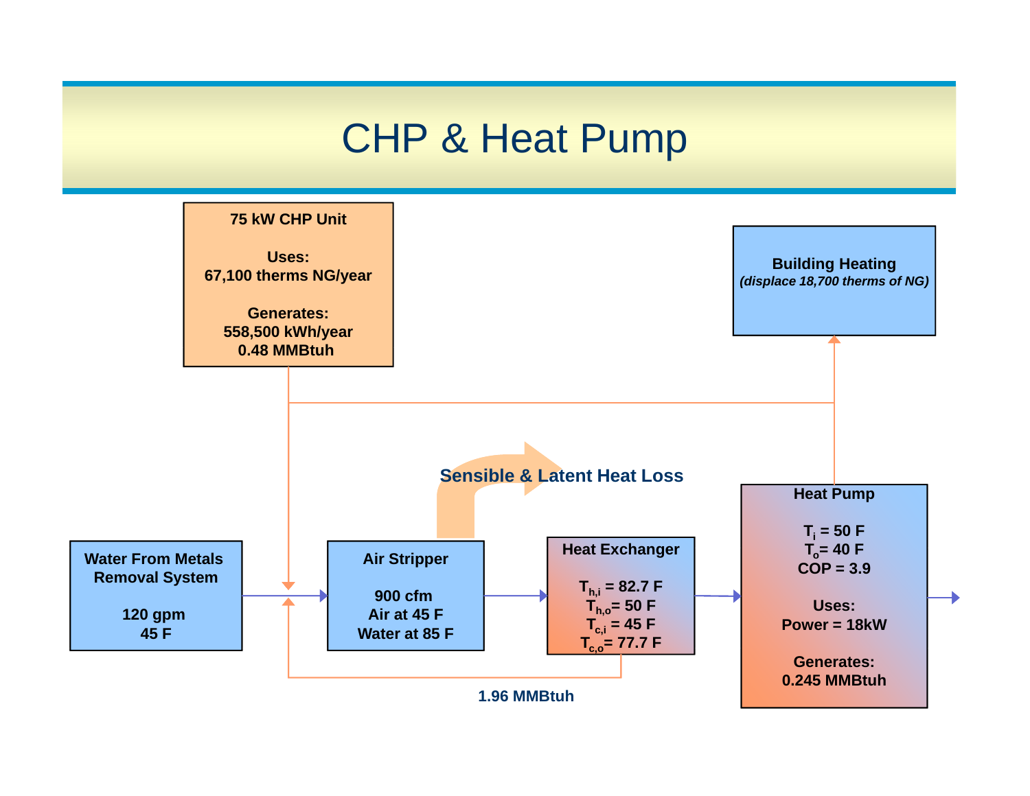# CHP & Heat Pump

**75 kW CHP Unit**

**Uses:**
**67,100 therms NG/year**

**Generates:**
**558,500 kWh/year**
**0.48 MMBtuh**

**Building Heating**
***(displace 18,700 therms of NG)***

**Sensible & Latent Heat Loss**

**Water From Metals Removal System**

**120 gpm**
**45 F**

**Air Stripper**

**900 cfm**
**Air at 45 F**
**Water at 85 F**

**Heat Exchanger**

$T_{h,i}$ = 82.7 F
$T_{h,o}$ = 50 F
$T_{c,i}$ = 45 F
$T_{c,o}$ = 77.7 F

**Heat Pump**

$T_i$ = 50 F
$T_o$ = 40 F
**COP = 3.9**

**Uses:**
**Power = 18kW**

**Generates:**
**0.245 MMBtuh**

**1.96 MMBtuh**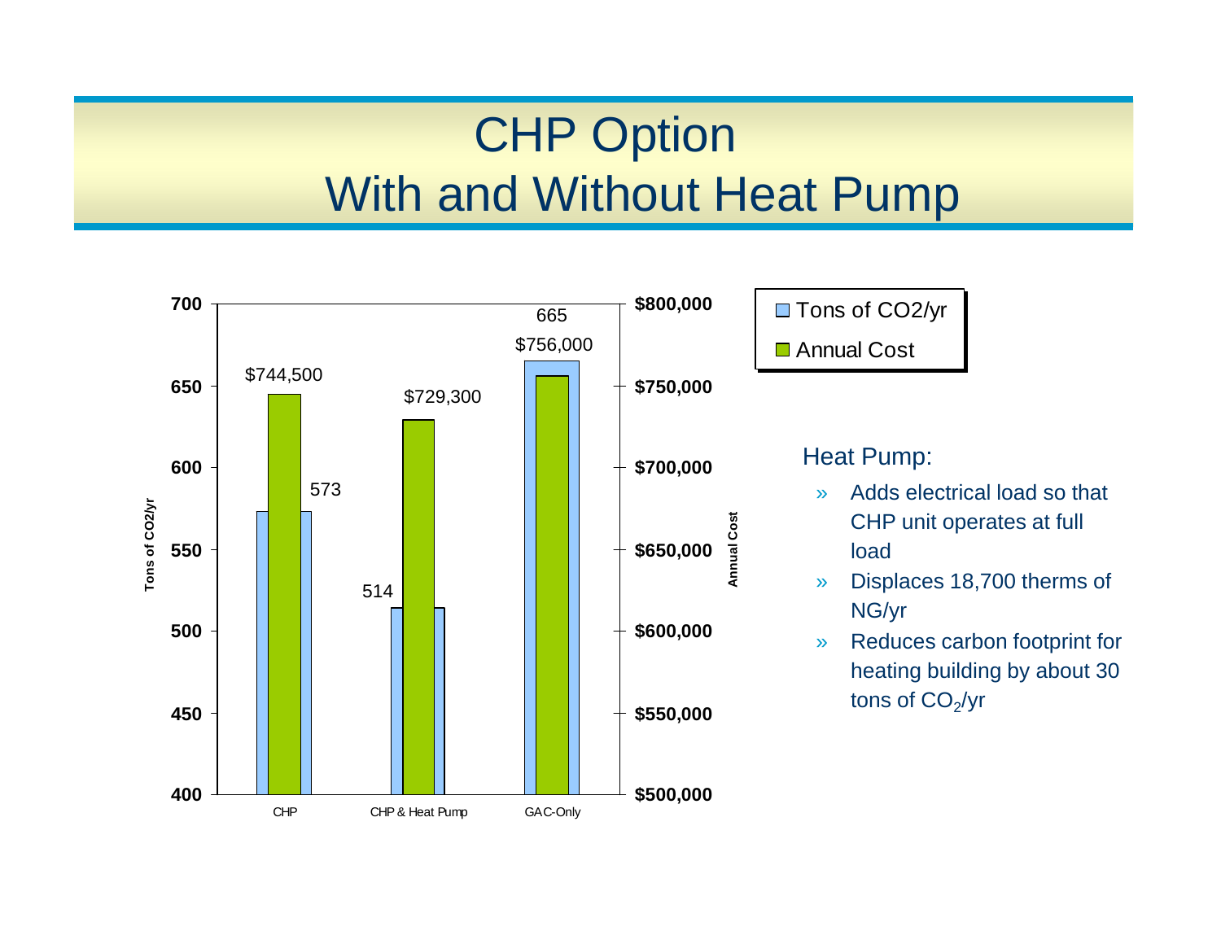# CHP Option
# With and Without Heat Pump

| | Tons of CO2/yr | Annual Cost |
|---|---|---|
| CHP | 573 | $744,500 |
| CHP & Heat Pump | 514 | $729,300 |
| GAC-Only | 665 | $756,000 |

Heat Pump:

- Adds electrical load so that CHP unit operates at full load
- Displaces 18,700 therms of NG/yr
- Reduces carbon footprint for heating building by about 30 tons of $CO_2$/yr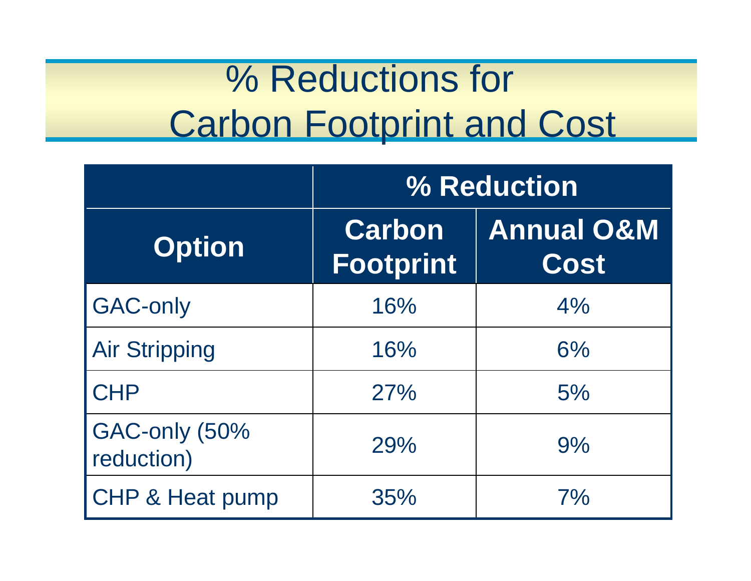# % Reductions for Carbon Footprint and Cost

| Option | % Reduction | |
|---|---|---|
| | Carbon Footprint | Annual O&M Cost |
| GAC-only | 16% | 4% |
| Air Stripping | 16% | 6% |
| CHP | 27% | 5% |
| GAC-only (50% reduction) | 29% | 9% |
| CHP & Heat pump | 35% | 7% |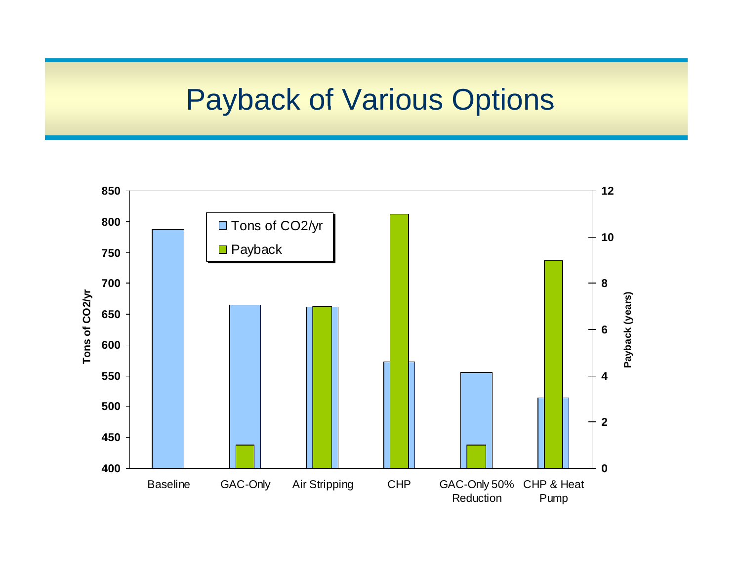# Payback of Various Options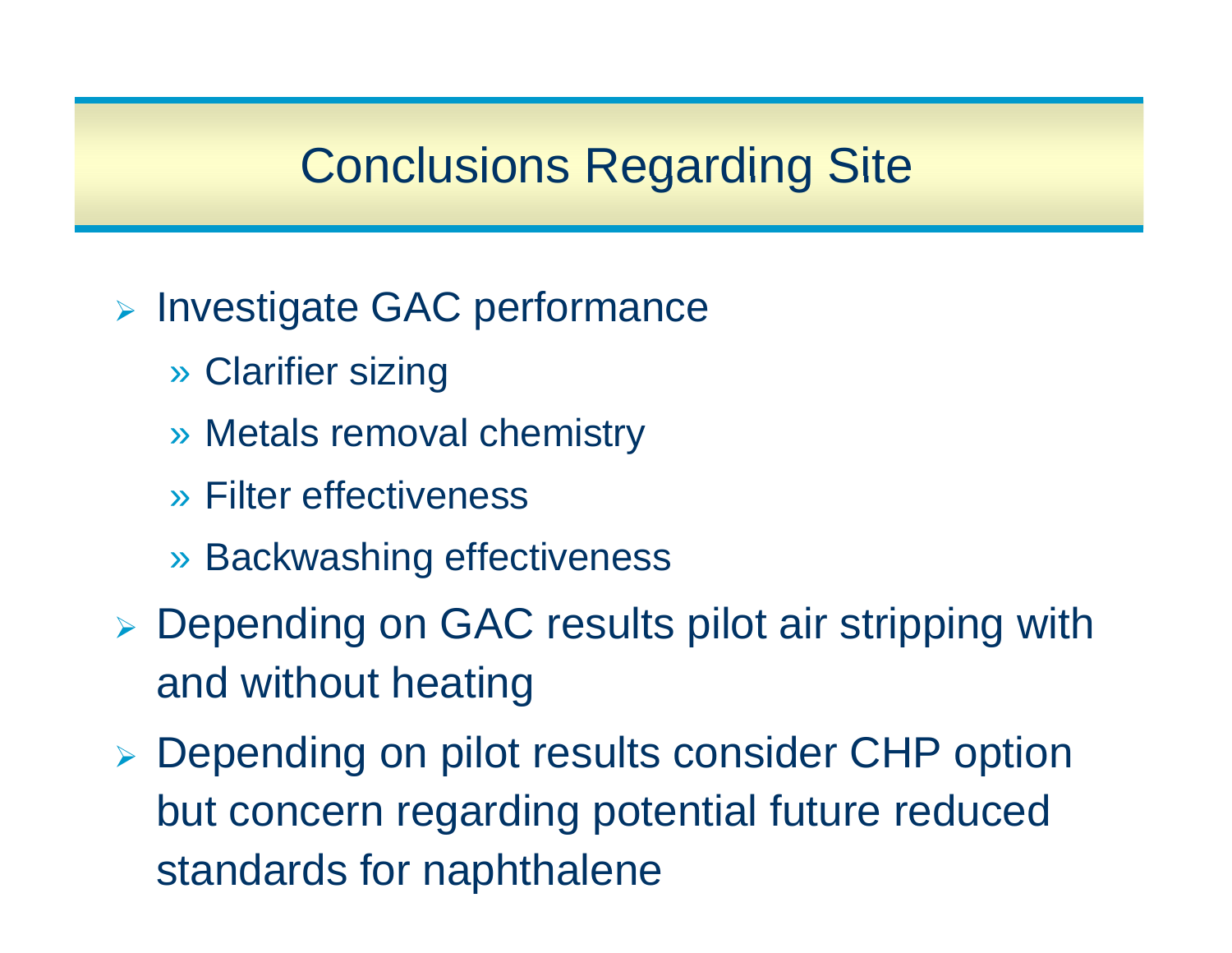# Conclusions Regarding Site

- Investigate GAC performance
  - Clarifier sizing
  - Metals removal chemistry
  - Filter effectiveness
  - Backwashing effectiveness
- Depending on GAC results pilot air stripping with and without heating
- Depending on pilot results consider CHP option but concern regarding potential future reduced standards for naphthalene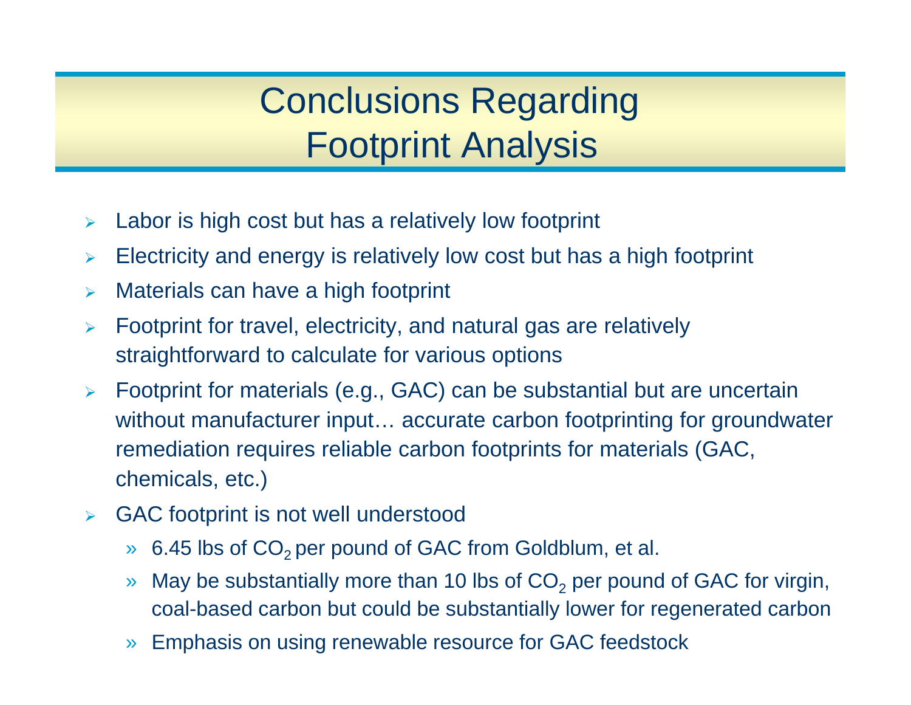# Conclusions Regarding Footprint Analysis

- Labor is high cost but has a relatively low footprint
- Electricity and energy is relatively low cost but has a high footprint
- Materials can have a high footprint
- Footprint for travel, electricity, and natural gas are relatively straightforward to calculate for various options
- Footprint for materials (e.g., GAC) can be substantial but are uncertain without manufacturer input… accurate carbon footprinting for groundwater remediation requires reliable carbon footprints for materials (GAC, chemicals, etc.)
- GAC footprint is not well understood
  - 6.45 lbs of $CO_2$ per pound of GAC from Goldblum, et al.
  - May be substantially more than 10 lbs of $CO_2$ per pound of GAC for virgin, coal-based carbon but could be substantially lower for regenerated carbon
  - Emphasis on using renewable resource for GAC feedstock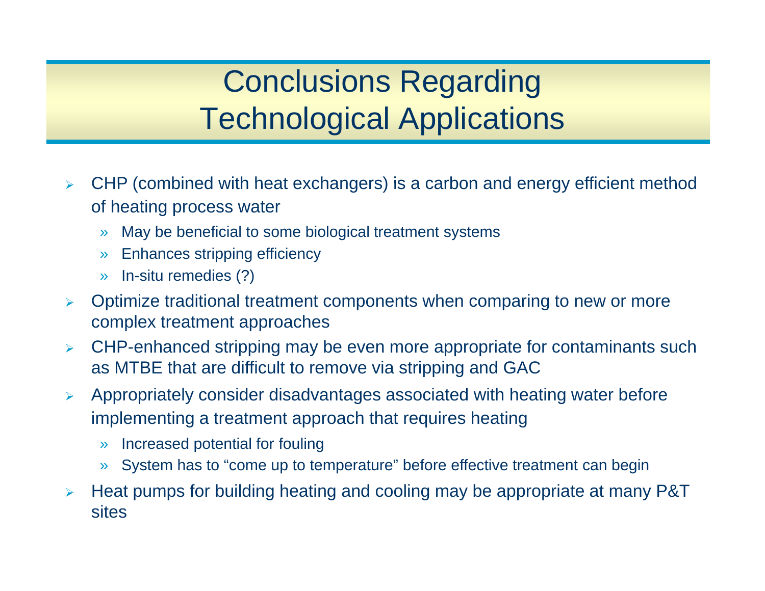# Conclusions Regarding Technological Applications

- CHP (combined with heat exchangers) is a carbon and energy efficient method of heating process water
  - May be beneficial to some biological treatment systems
  - Enhances stripping efficiency
  - In-situ remedies (?)
- Optimize traditional treatment components when comparing to new or more complex treatment approaches
- CHP-enhanced stripping may be even more appropriate for contaminants such as MTBE that are difficult to remove via stripping and GAC
- Appropriately consider disadvantages associated with heating water before implementing a treatment approach that requires heating
  - Increased potential for fouling
  - System has to "come up to temperature" before effective treatment can begin
- Heat pumps for building heating and cooling may be appropriate at many P&T sites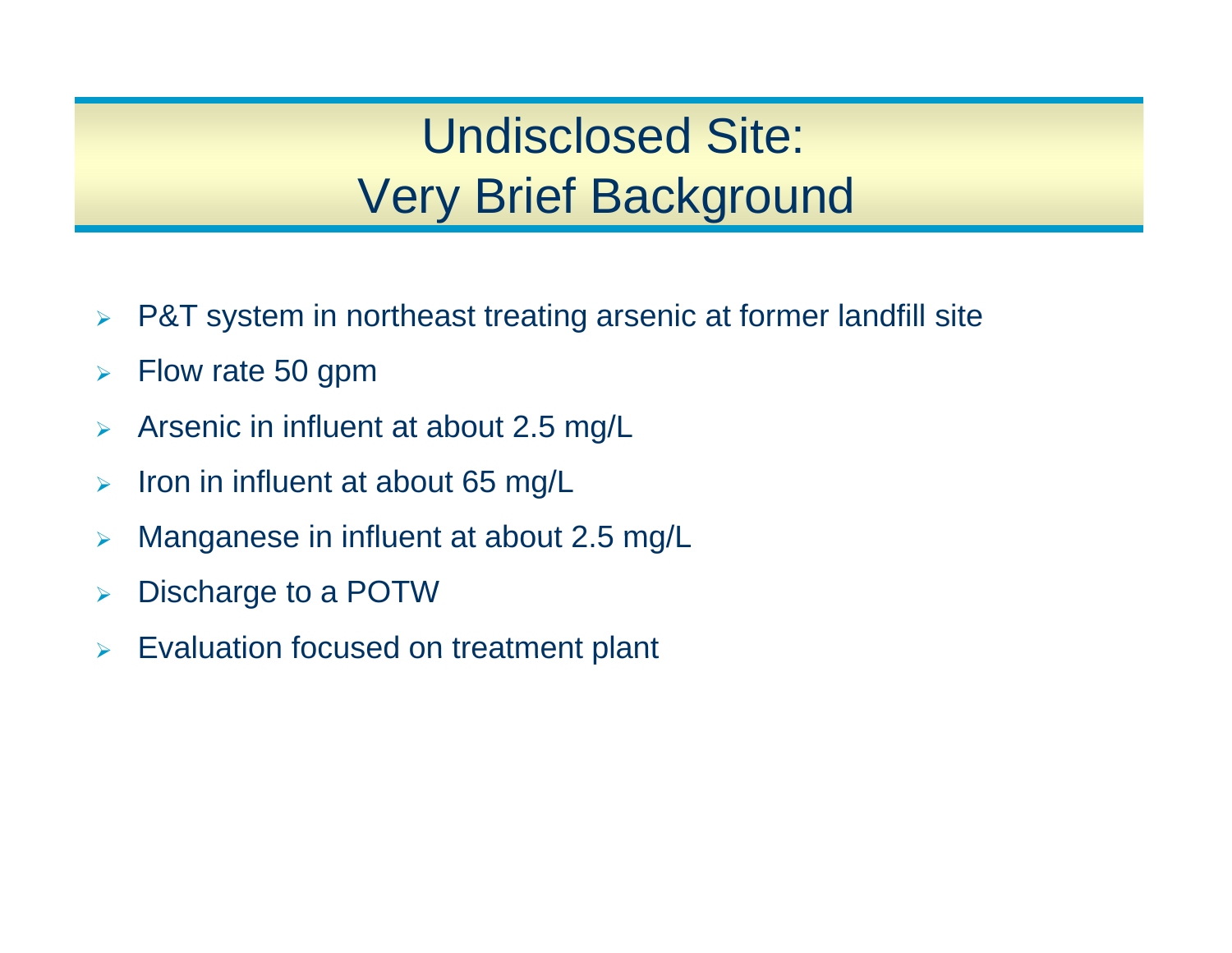# Undisclosed Site: Very Brief Background

- P&T system in northeast treating arsenic at former landfill site
- Flow rate 50 gpm
- Arsenic in influent at about 2.5 mg/L
- Iron in influent at about 65 mg/L
- Manganese in influent at about 2.5 mg/L
- Discharge to a POTW
- Evaluation focused on treatment plant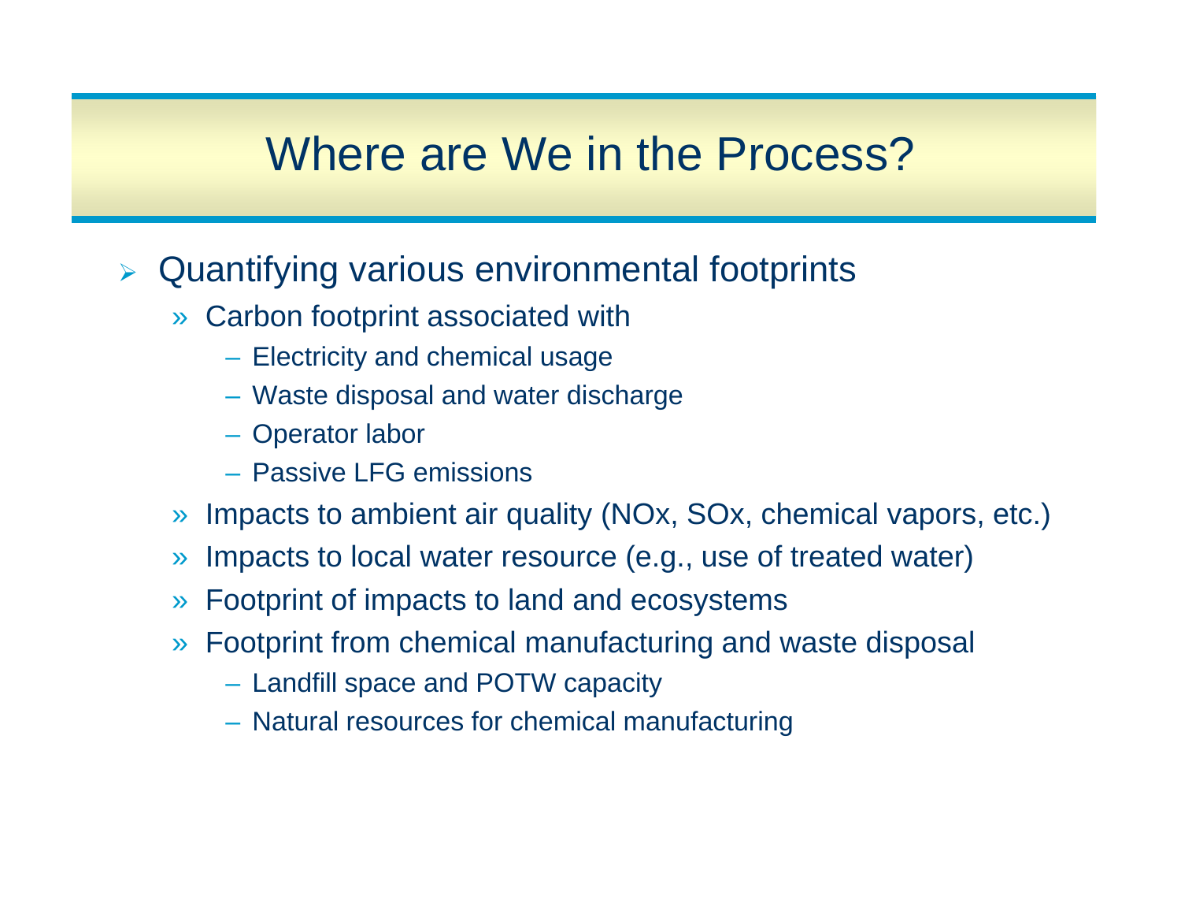# Where are We in the Process?

- Quantifying various environmental footprints
  - Carbon footprint associated with
    - Electricity and chemical usage
    - Waste disposal and water discharge
    - Operator labor
    - Passive LFG emissions
  - Impacts to ambient air quality (NOx, SOx, chemical vapors, etc.)
  - Impacts to local water resource (e.g., use of treated water)
  - Footprint of impacts to land and ecosystems
  - Footprint from chemical manufacturing and waste disposal
    - Landfill space and POTW capacity
    - Natural resources for chemical manufacturing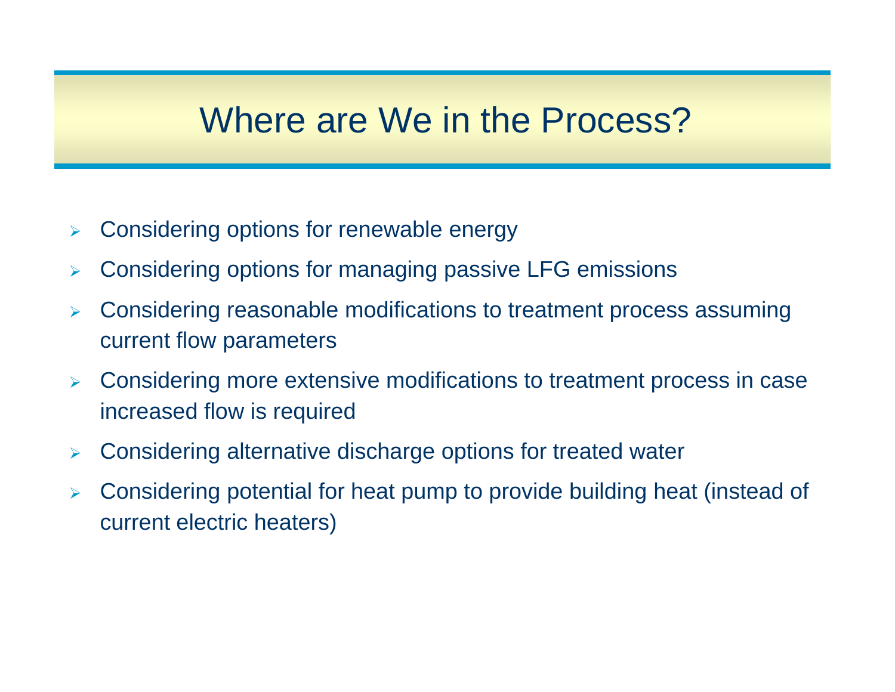# Where are We in the Process?

- Considering options for renewable energy
- Considering options for managing passive LFG emissions
- Considering reasonable modifications to treatment process assuming current flow parameters
- Considering more extensive modifications to treatment process in case increased flow is required
- Considering alternative discharge options for treated water
- Considering potential for heat pump to provide building heat (instead of current electric heaters)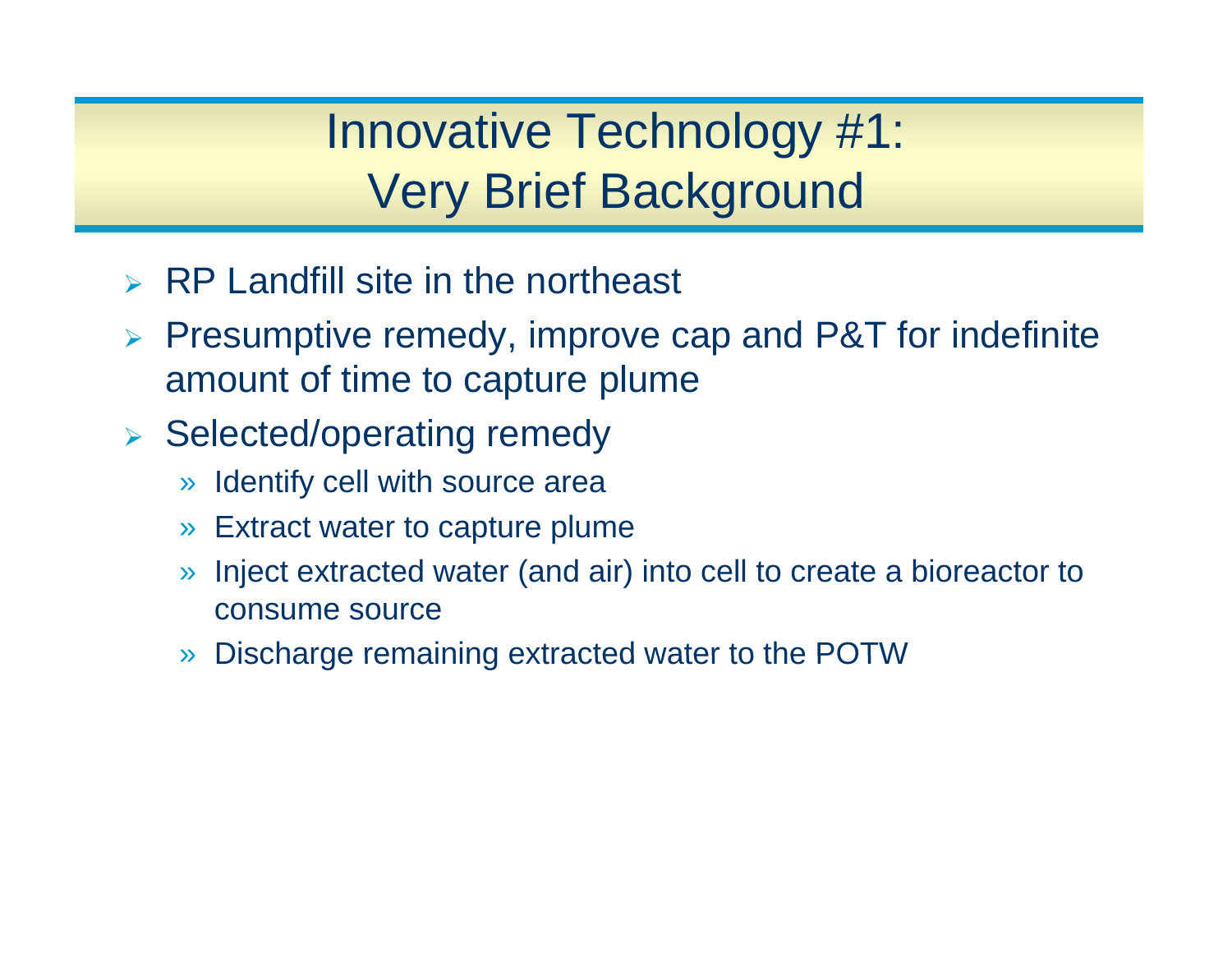# Innovative Technology #1: Very Brief Background

- RP Landfill site in the northeast
- Presumptive remedy, improve cap and P&T for indefinite amount of time to capture plume
- Selected/operating remedy
  - Identify cell with source area
  - Extract water to capture plume
  - Inject extracted water (and air) into cell to create a bioreactor to consume source
  - Discharge remaining extracted water to the POTW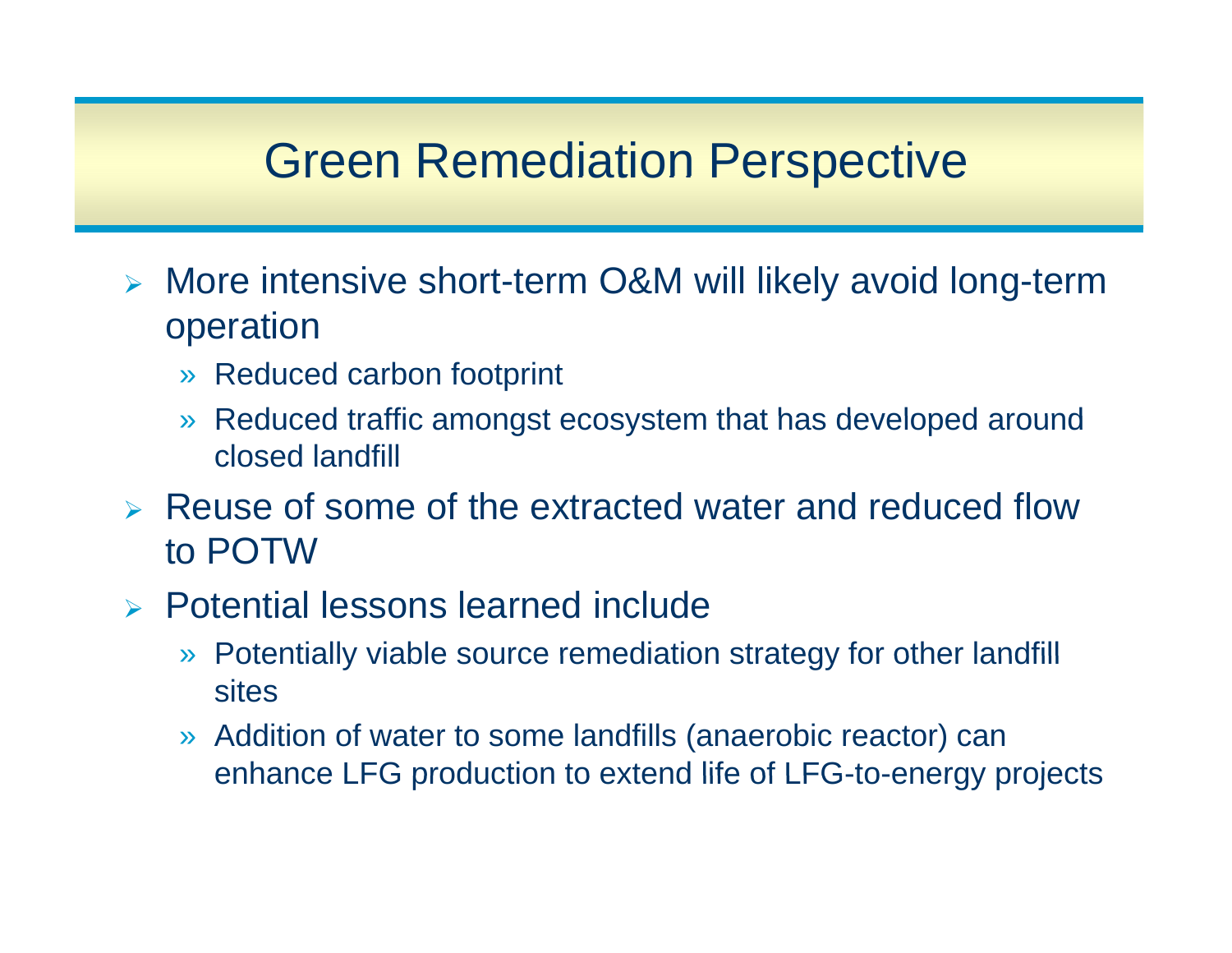# Green Remediation Perspective

- More intensive short-term O&M will likely avoid long-term operation
  - Reduced carbon footprint
  - Reduced traffic amongst ecosystem that has developed around closed landfill
- Reuse of some of the extracted water and reduced flow to POTW
- Potential lessons learned include
  - Potentially viable source remediation strategy for other landfill sites
  - Addition of water to some landfills (anaerobic reactor) can enhance LFG production to extend life of LFG-to-energy projects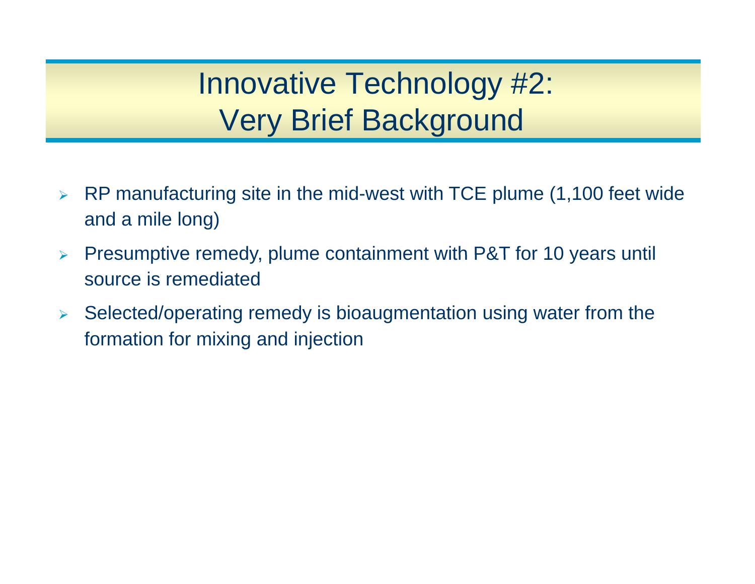# Innovative Technology #2: Very Brief Background

- RP manufacturing site in the mid-west with TCE plume (1,100 feet wide and a mile long)
- Presumptive remedy, plume containment with P&T for 10 years until source is remediated
- Selected/operating remedy is bioaugmentation using water from the formation for mixing and injection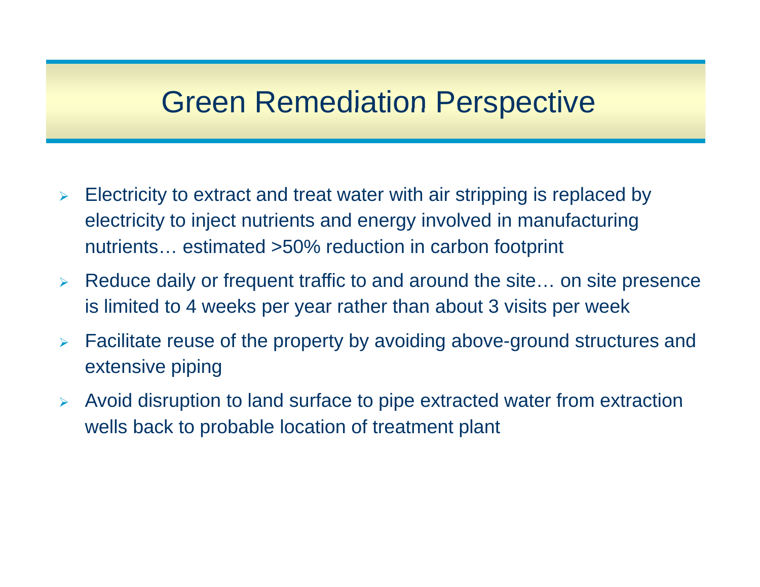# Green Remediation Perspective

- Electricity to extract and treat water with air stripping is replaced by electricity to inject nutrients and energy involved in manufacturing nutrients… estimated >50% reduction in carbon footprint
- Reduce daily or frequent traffic to and around the site… on site presence is limited to 4 weeks per year rather than about 3 visits per week
- Facilitate reuse of the property by avoiding above-ground structures and extensive piping
- Avoid disruption to land surface to pipe extracted water from extraction wells back to probable location of treatment plant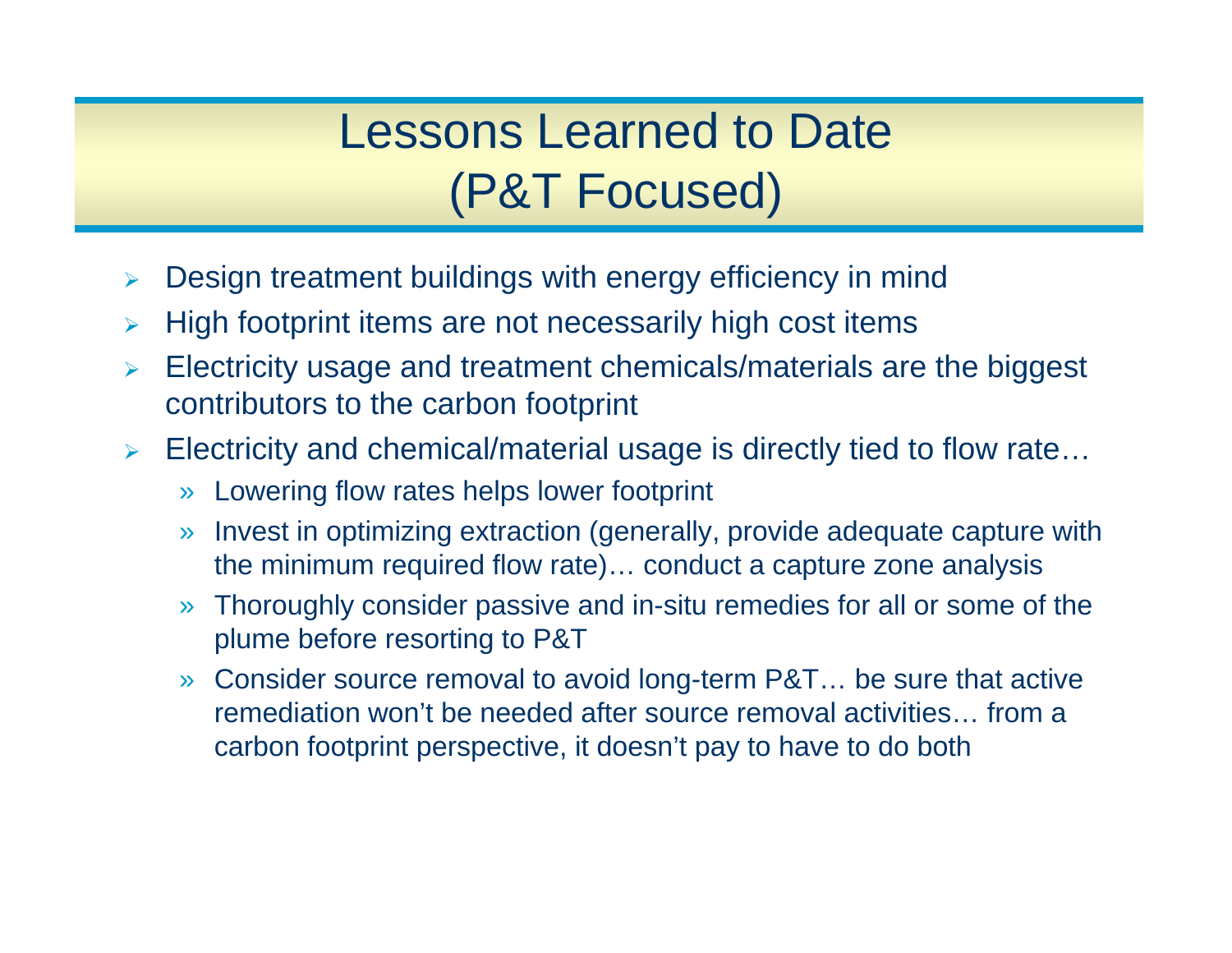# Lessons Learned to Date (P&T Focused)

- Design treatment buildings with energy efficiency in mind
- High footprint items are not necessarily high cost items
- Electricity usage and treatment chemicals/materials are the biggest contributors to the carbon footprint
- Electricity and chemical/material usage is directly tied to flow rate…
  - Lowering flow rates helps lower footprint
  - Invest in optimizing extraction (generally, provide adequate capture with the minimum required flow rate)… conduct a capture zone analysis
  - Thoroughly consider passive and in-situ remedies for all or some of the plume before resorting to P&T
  - Consider source removal to avoid long-term P&T… be sure that active remediation won't be needed after source removal activities… from a carbon footprint perspective, it doesn't pay to have to do both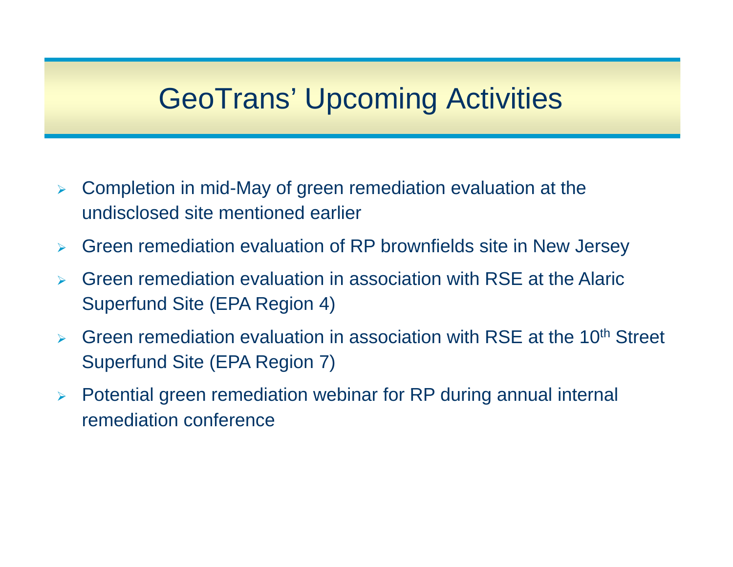# GeoTrans' Upcoming Activities

- Completion in mid-May of green remediation evaluation at the undisclosed site mentioned earlier
- Green remediation evaluation of RP brownfields site in New Jersey
- Green remediation evaluation in association with RSE at the Alaric Superfund Site (EPA Region 4)
- Green remediation evaluation in association with RSE at the 10th Street Superfund Site (EPA Region 7)
- Potential green remediation webinar for RP during annual internal remediation conference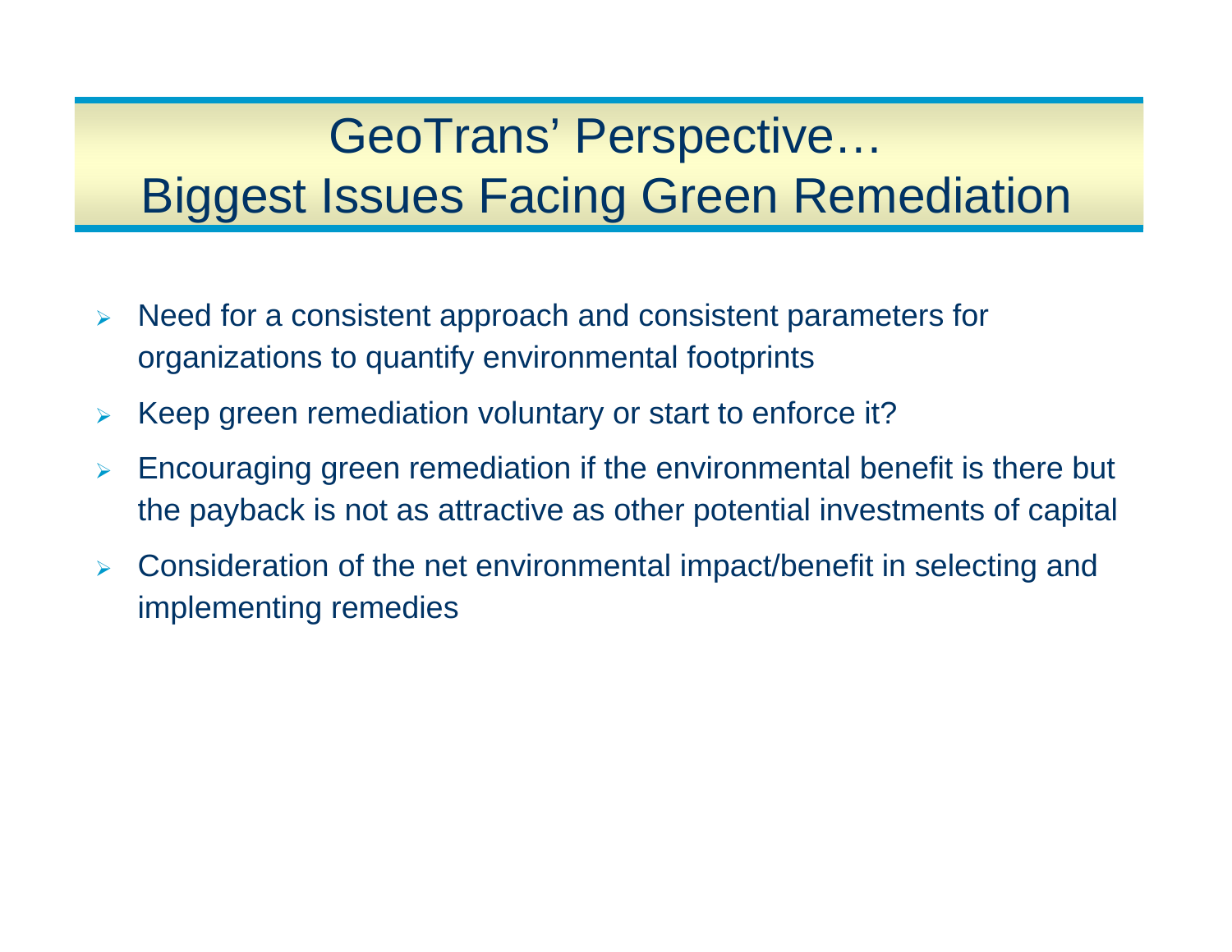# GeoTrans' Perspective… Biggest Issues Facing Green Remediation

- Need for a consistent approach and consistent parameters for organizations to quantify environmental footprints
- Keep green remediation voluntary or start to enforce it?
- Encouraging green remediation if the environmental benefit is there but the payback is not as attractive as other potential investments of capital
- Consideration of the net environmental impact/benefit in selecting and implementing remedies